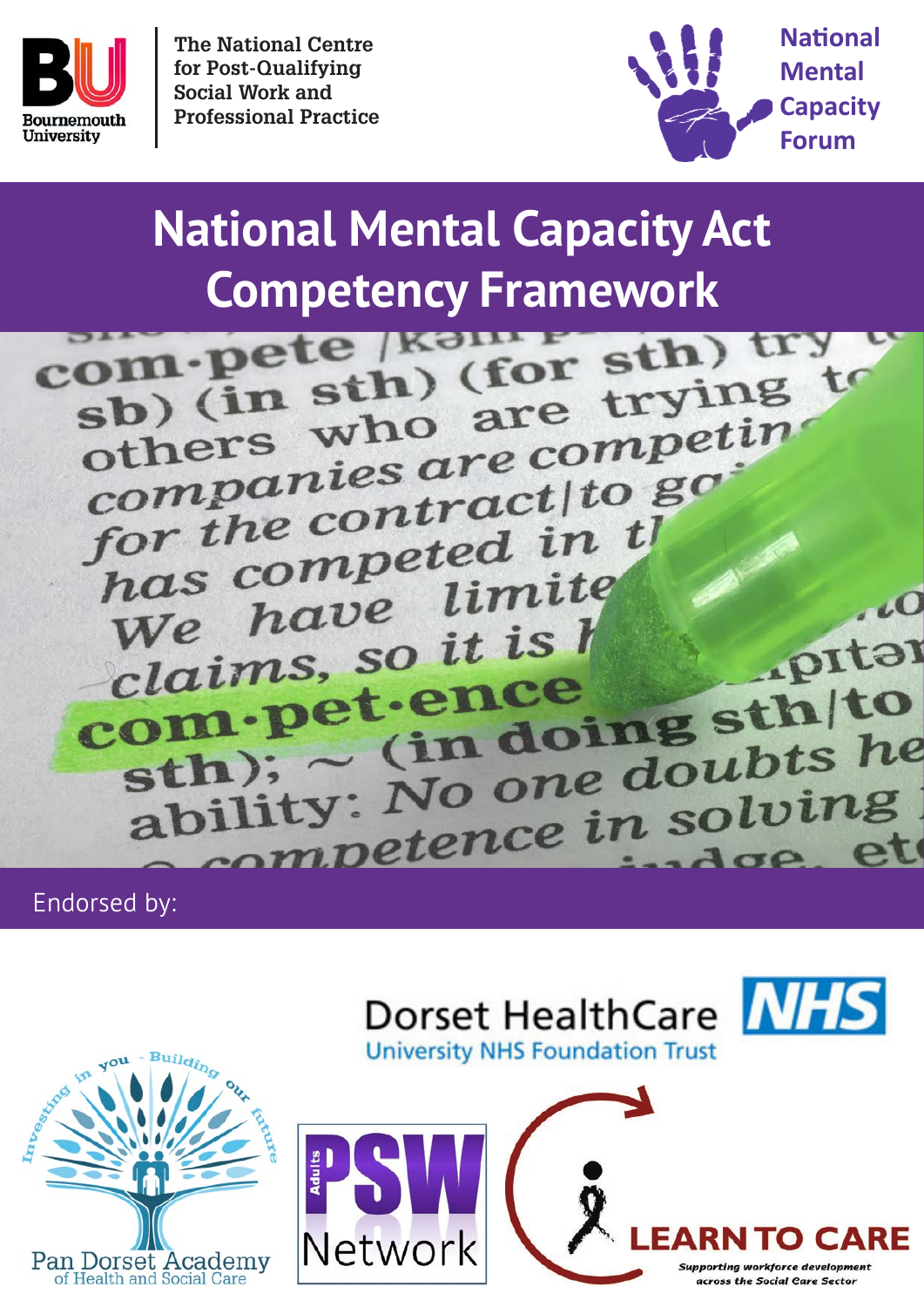Bournemouth University

The National Centre for Post-Qualifying Social Work and Professional Practice

National Mental Capacity Forum

# National Mental Capacity Act Competency Framework

Endorsed by:

Dorset HealthCare University NHS Foundation Trust

Pan Dorset Academy of Health and Social Care

PSW Network

Learn to Care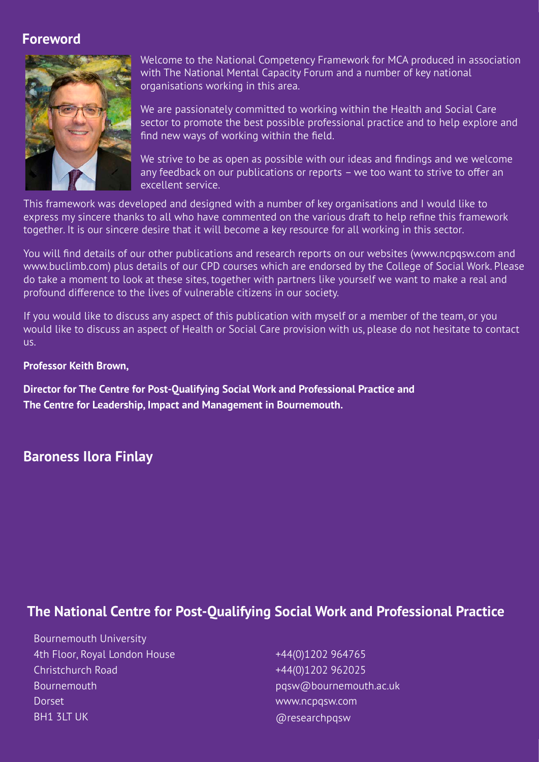## Foreword

Welcome to the National Competency Framework for MCA produced in association with The National Mental Capacity Forum and a number of key national organisations working in this area.

We are passionately committed to working within the Health and Social Care sector to promote the best possible professional practice and to help explore and find new ways of working within the field.

We strive to be as open as possible with our ideas and findings and we welcome any feedback on our publications or reports – we too want to strive to offer an excellent service.

This framework was developed and designed with a number of key organisations and I would like to express my sincere thanks to all who have commented on the various draft to help refine this framework together. It is our sincere desire that it will become a key resource for all working in this sector.

You will find details of our other publications and research reports on our websites (www.ncpqsw.com and www.buclimb.com) plus details of our CPD courses which are endorsed by the College of Social Work. Please do take a moment to look at these sites, together with partners like yourself we want to make a real and profound difference to the lives of vulnerable citizens in our society.

If you would like to discuss any aspect of this publication with myself or a member of the team, or you would like to discuss an aspect of Health or Social Care provision with us, please do not hesitate to contact us.

**Professor Keith Brown,**

**Director for The Centre for Post-Qualifying Social Work and Professional Practice and The Centre for Leadership, Impact and Management in Bournemouth.**

## Baroness Ilora Finlay

## The National Centre for Post-Qualifying Social Work and Professional Practice

Bournemouth University
4th Floor, Royal London House
Christchurch Road
Bournemouth
Dorset
BH1 3LT UK

+44(0)1202 964765
+44(0)1202 962025
pqsw@bournemouth.ac.uk
www.ncpqsw.com
@researchpqsw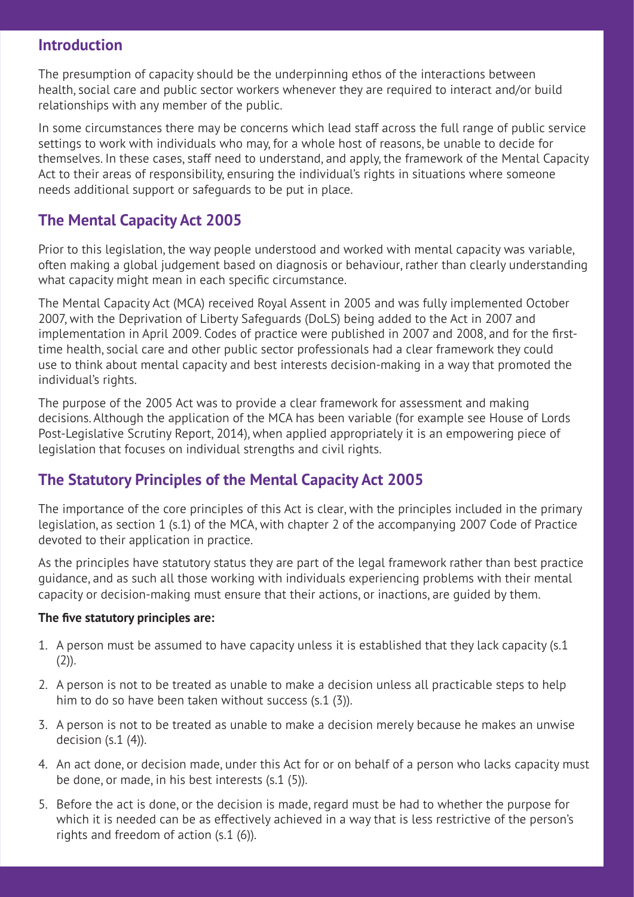## Introduction

The presumption of capacity should be the underpinning ethos of the interactions between health, social care and public sector workers whenever they are required to interact and/or build relationships with any member of the public.

In some circumstances there may be concerns which lead staff across the full range of public service settings to work with individuals who may, for a whole host of reasons, be unable to decide for themselves. In these cases, staff need to understand, and apply, the framework of the Mental Capacity Act to their areas of responsibility, ensuring the individual's rights in situations where someone needs additional support or safeguards to be put in place.

## The Mental Capacity Act 2005

Prior to this legislation, the way people understood and worked with mental capacity was variable, often making a global judgement based on diagnosis or behaviour, rather than clearly understanding what capacity might mean in each specific circumstance.

The Mental Capacity Act (MCA) received Royal Assent in 2005 and was fully implemented October 2007, with the Deprivation of Liberty Safeguards (DoLS) being added to the Act in 2007 and implementation in April 2009. Codes of practice were published in 2007 and 2008, and for the first-time health, social care and other public sector professionals had a clear framework they could use to think about mental capacity and best interests decision-making in a way that promoted the individual's rights.

The purpose of the 2005 Act was to provide a clear framework for assessment and making decisions. Although the application of the MCA has been variable (for example see House of Lords Post-Legislative Scrutiny Report, 2014), when applied appropriately it is an empowering piece of legislation that focuses on individual strengths and civil rights.

## The Statutory Principles of the Mental Capacity Act 2005

The importance of the core principles of this Act is clear, with the principles included in the primary legislation, as section 1 (s.1) of the MCA, with chapter 2 of the accompanying 2007 Code of Practice devoted to their application in practice.

As the principles have statutory status they are part of the legal framework rather than best practice guidance, and as such all those working with individuals experiencing problems with their mental capacity or decision-making must ensure that their actions, or inactions, are guided by them.

**The five statutory principles are:**

1. A person must be assumed to have capacity unless it is established that they lack capacity (s.1 (2)).
2. A person is not to be treated as unable to make a decision unless all practicable steps to help him to do so have been taken without success (s.1 (3)).
3. A person is not to be treated as unable to make a decision merely because he makes an unwise decision (s.1 (4)).
4. An act done, or decision made, under this Act for or on behalf of a person who lacks capacity must be done, or made, in his best interests (s.1 (5)).
5. Before the act is done, or the decision is made, regard must be had to whether the purpose for which it is needed can be as effectively achieved in a way that is less restrictive of the person's rights and freedom of action (s.1 (6)).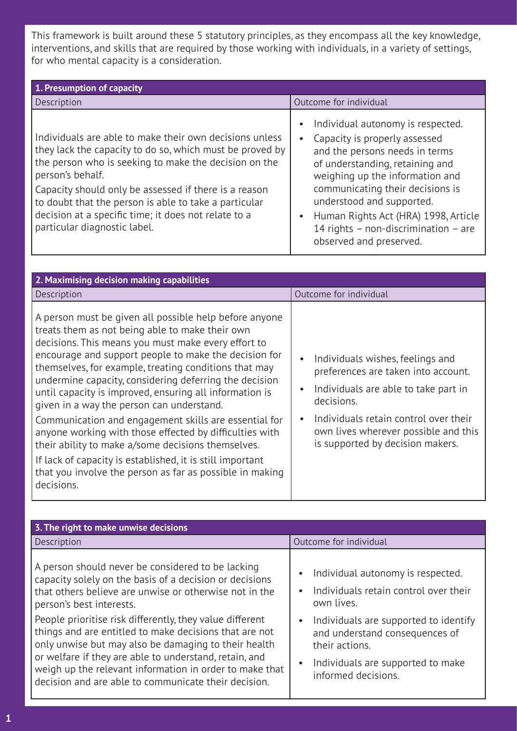This framework is built around these 5 statutory principles, as they encompass all the key knowledge, interventions, and skills that are required by those working with individuals, in a variety of settings, for who mental capacity is a consideration.

| 1. Presumption of capacity | |
|---|---|
| Description | Outcome for individual |
| Individuals are able to make their own decisions unless they lack the capacity to do so, which must be proved by the person who is seeking to make the decision on the person's behalf.<br>Capacity should only be assessed if there is a reason to doubt that the person is able to take a particular decision at a specific time; it does not relate to a particular diagnostic label. | • Individual autonomy is respected.<br>• Capacity is properly assessed and the persons needs in terms of understanding, retaining and weighing up the information and communicating their decisions is understood and supported.<br>• Human Rights Act (HRA) 1998, Article 14 rights – non-discrimination – are observed and preserved. |

| 2. Maximising decision making capabilities | |
|---|---|
| Description | Outcome for individual |
| A person must be given all possible help before anyone treats them as not being able to make their own decisions. This means you must make every effort to encourage and support people to make the decision for themselves, for example, treating conditions that may undermine capacity, considering deferring the decision until capacity is improved, ensuring all information is given in a way the person can understand.<br>Communication and engagement skills are essential for anyone working with those effected by difficulties with their ability to make a/some decisions themselves.<br>If lack of capacity is established, it is still important that you involve the person as far as possible in making decisions. | • Individuals wishes, feelings and preferences are taken into account.<br>• Individuals are able to take part in decisions.<br>• Individuals retain control over their own lives wherever possible and this is supported by decision makers. |

| 3. The right to make unwise decisions | |
|---|---|
| Description | Outcome for individual |
| A person should never be considered to be lacking capacity solely on the basis of a decision or decisions that others believe are unwise or otherwise not in the person's best interests.<br>People prioritise risk differently, they value different things and are entitled to make decisions that are not only unwise but may also be damaging to their health or welfare if they are able to understand, retain, and weigh up the relevant information in order to make that decision and are able to communicate their decision. | • Individual autonomy is respected.<br>• Individuals retain control over their own lives.<br>• Individuals are supported to identify and understand consequences of their actions.<br>• Individuals are supported to make informed decisions. |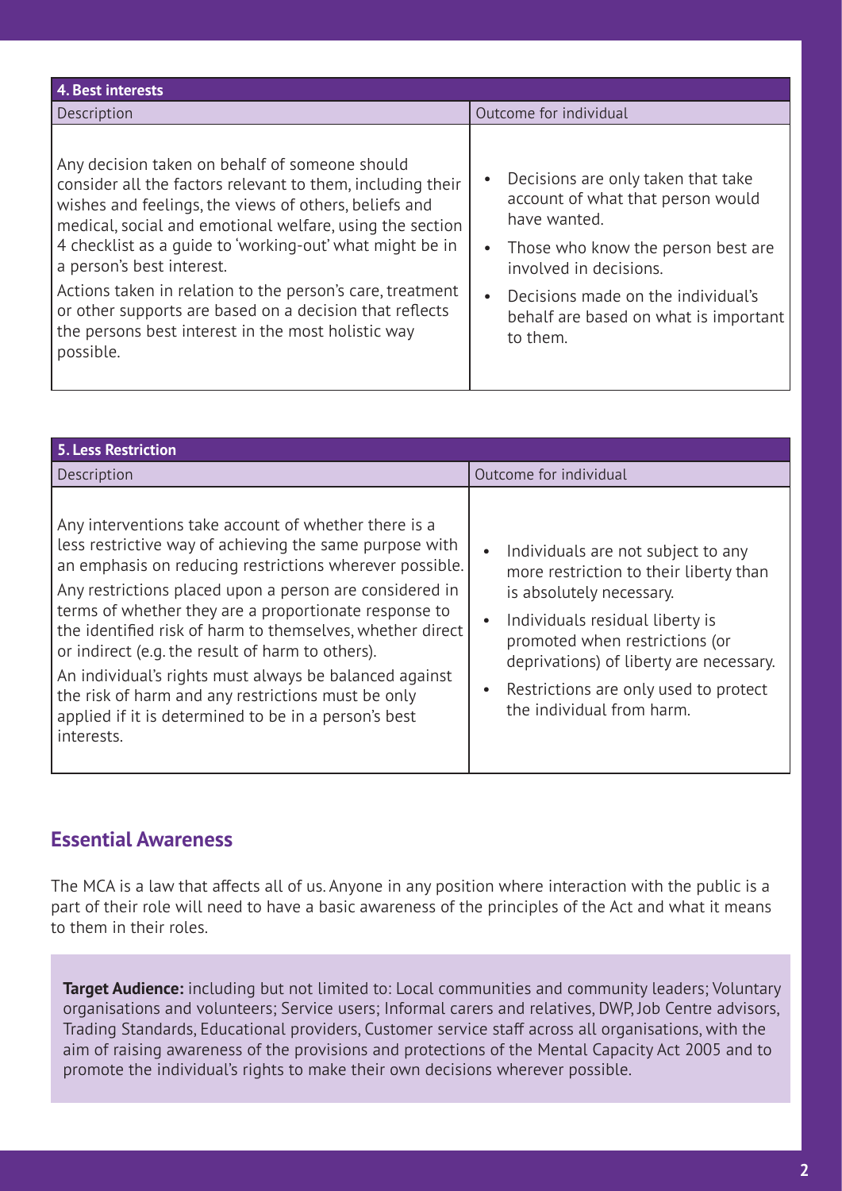| 4. Best interests | |
|---|---|
| Description | Outcome for individual |
| Any decision taken on behalf of someone should consider all the factors relevant to them, including their wishes and feelings, the views of others, beliefs and medical, social and emotional welfare, using the section 4 checklist as a guide to 'working-out' what might be in a person's best interest.<br>Actions taken in relation to the person's care, treatment or other supports are based on a decision that reflects the persons best interest in the most holistic way possible. | • Decisions are only taken that take account of what that person would have wanted.<br>• Those who know the person best are involved in decisions.<br>• Decisions made on the individual's behalf are based on what is important to them. |

| 5. Less Restriction | |
|---|---|
| Description | Outcome for individual |
| Any interventions take account of whether there is a less restrictive way of achieving the same purpose with an emphasis on reducing restrictions wherever possible. Any restrictions placed upon a person are considered in terms of whether they are a proportionate response to the identified risk of harm to themselves, whether direct or indirect (e.g. the result of harm to others).<br>An individual's rights must always be balanced against the risk of harm and any restrictions must be only applied if it is determined to be in a person's best interests. | • Individuals are not subject to any more restriction to their liberty than is absolutely necessary.<br>• Individuals residual liberty is promoted when restrictions (or deprivations) of liberty are necessary.<br>• Restrictions are only used to protect the individual from harm. |

## Essential Awareness

The MCA is a law that affects all of us. Anyone in any position where interaction with the public is a part of their role will need to have a basic awareness of the principles of the Act and what it means to them in their roles.

**Target Audience:** including but not limited to: Local communities and community leaders; Voluntary organisations and volunteers; Service users; Informal carers and relatives, DWP, Job Centre advisors, Trading Standards, Educational providers, Customer service staff across all organisations, with the aim of raising awareness of the provisions and protections of the Mental Capacity Act 2005 and to promote the individual's rights to make their own decisions wherever possible.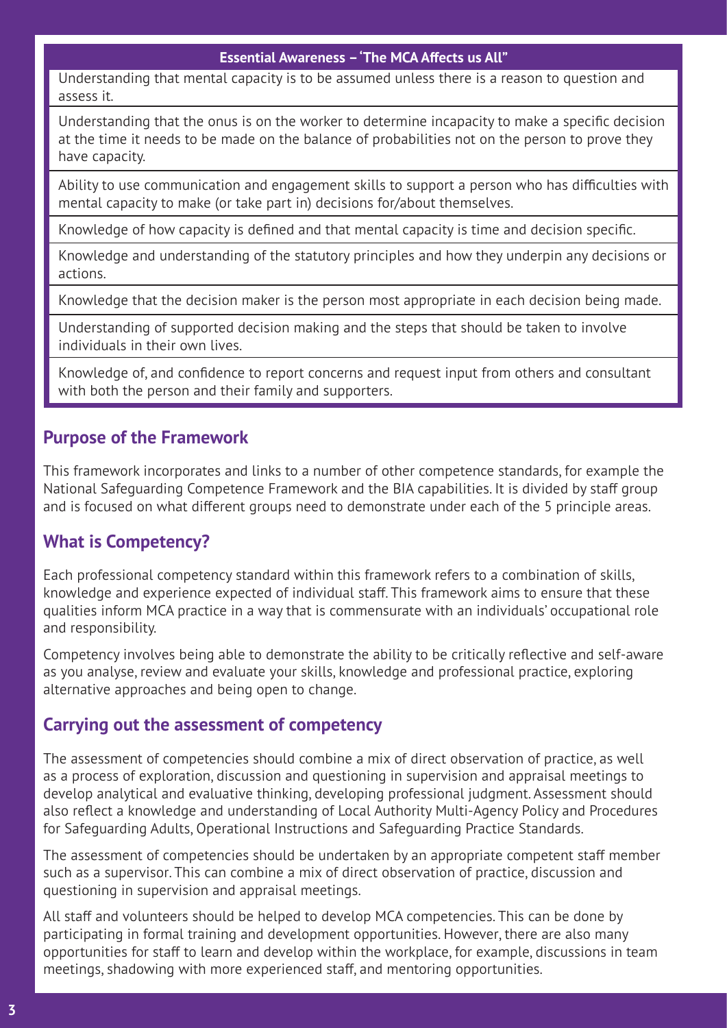| Essential Awareness – 'The MCA Affects us All" |
| --- |
| Understanding that mental capacity is to be assumed unless there is a reason to question and assess it. |
| Understanding that the onus is on the worker to determine incapacity to make a specific decision at the time it needs to be made on the balance of probabilities not on the person to prove they have capacity. |
| Ability to use communication and engagement skills to support a person who has difficulties with mental capacity to make (or take part in) decisions for/about themselves. |
| Knowledge of how capacity is defined and that mental capacity is time and decision specific. |
| Knowledge and understanding of the statutory principles and how they underpin any decisions or actions. |
| Knowledge that the decision maker is the person most appropriate in each decision being made. |
| Understanding of supported decision making and the steps that should be taken to involve individuals in their own lives. |
| Knowledge of, and confidence to report concerns and request input from others and consultant with both the person and their family and supporters. |

## Purpose of the Framework

This framework incorporates and links to a number of other competence standards, for example the National Safeguarding Competence Framework and the BIA capabilities. It is divided by staff group and is focused on what different groups need to demonstrate under each of the 5 principle areas.

## What is Competency?

Each professional competency standard within this framework refers to a combination of skills, knowledge and experience expected of individual staff. This framework aims to ensure that these qualities inform MCA practice in a way that is commensurate with an individuals' occupational role and responsibility.

Competency involves being able to demonstrate the ability to be critically reflective and self-aware as you analyse, review and evaluate your skills, knowledge and professional practice, exploring alternative approaches and being open to change.

## Carrying out the assessment of competency

The assessment of competencies should combine a mix of direct observation of practice, as well as a process of exploration, discussion and questioning in supervision and appraisal meetings to develop analytical and evaluative thinking, developing professional judgment. Assessment should also reflect a knowledge and understanding of Local Authority Multi-Agency Policy and Procedures for Safeguarding Adults, Operational Instructions and Safeguarding Practice Standards.

The assessment of competencies should be undertaken by an appropriate competent staff member such as a supervisor. This can combine a mix of direct observation of practice, discussion and questioning in supervision and appraisal meetings.

All staff and volunteers should be helped to develop MCA competencies. This can be done by participating in formal training and development opportunities. However, there are also many opportunities for staff to learn and develop within the workplace, for example, discussions in team meetings, shadowing with more experienced staff, and mentoring opportunities.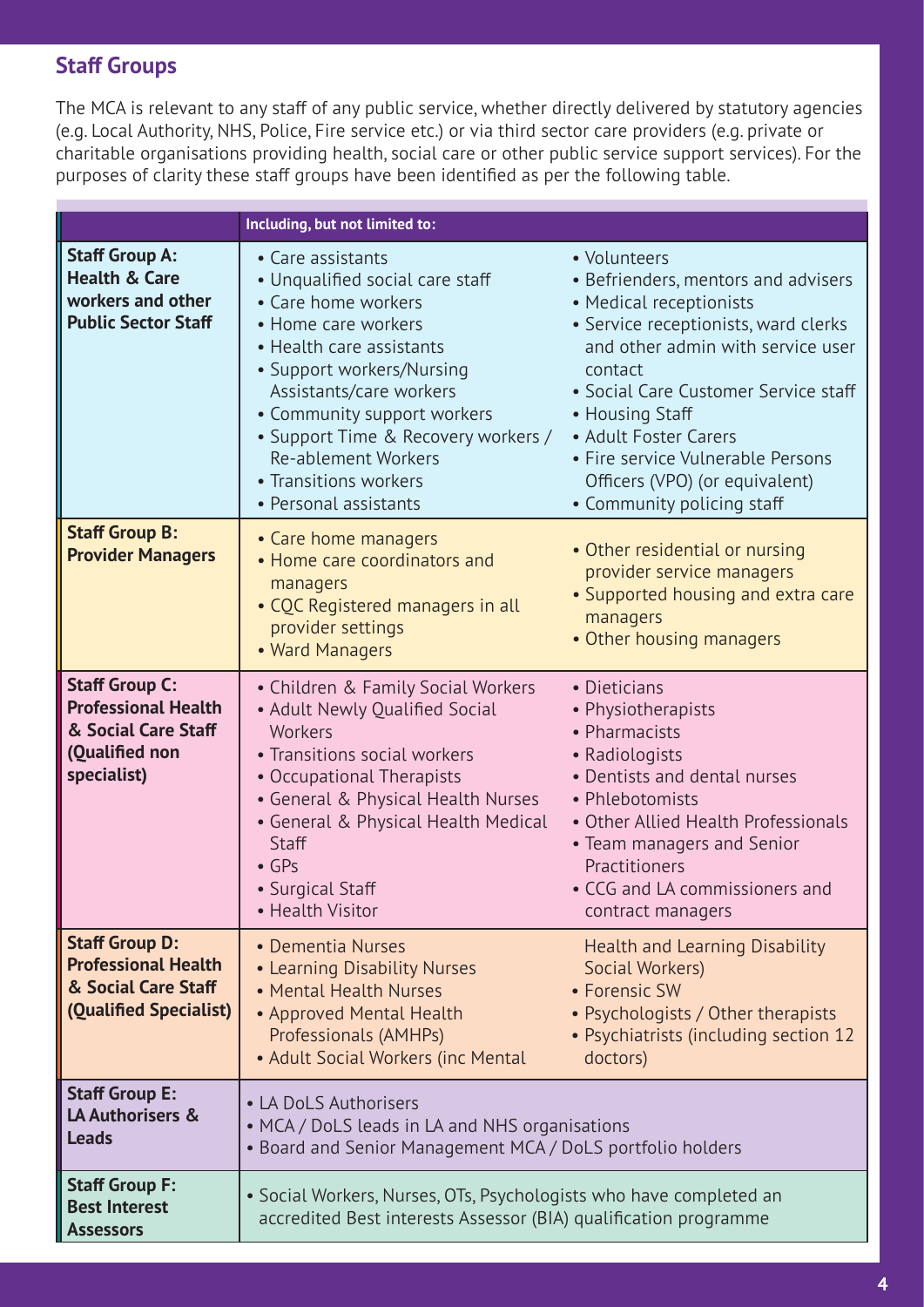## Staff Groups

The MCA is relevant to any staff of any public service, whether directly delivered by statutory agencies (e.g. Local Authority, NHS, Police, Fire service etc.) or via third sector care providers (e.g. private or charitable organisations providing health, social care or other public service support services). For the purposes of clarity these staff groups have been identified as per the following table.

| | Including, but not limited to: | |
|---|---|---|
| **Staff Group A: Health & Care workers and other Public Sector Staff** | • Care assistants<br>• Unqualified social care staff<br>• Care home workers<br>• Home care workers<br>• Health care assistants<br>• Support workers/Nursing Assistants/care workers<br>• Community support workers<br>• Support Time & Recovery workers / Re-ablement Workers<br>• Transitions workers<br>• Personal assistants | • Volunteers<br>• Befrienders, mentors and advisers<br>• Medical receptionists<br>• Service receptionists, ward clerks and other admin with service user contact<br>• Social Care Customer Service staff<br>• Housing Staff<br>• Adult Foster Carers<br>• Fire service Vulnerable Persons Officers (VPO) (or equivalent)<br>• Community policing staff |
| **Staff Group B: Provider Managers** | • Care home managers<br>• Home care coordinators and managers<br>• CQC Registered managers in all provider settings<br>• Ward Managers | • Other residential or nursing provider service managers<br>• Supported housing and extra care managers<br>• Other housing managers |
| **Staff Group C: Professional Health & Social Care Staff (Qualified non specialist)** | • Children & Family Social Workers<br>• Adult Newly Qualified Social Workers<br>• Transitions social workers<br>• Occupational Therapists<br>• General & Physical Health Nurses<br>• General & Physical Health Medical Staff<br>• GPs<br>• Surgical Staff<br>• Health Visitor | • Dieticians<br>• Physiotherapists<br>• Pharmacists<br>• Radiologists<br>• Dentists and dental nurses<br>• Phlebotomists<br>• Other Allied Health Professionals<br>• Team managers and Senior Practitioners<br>• CCG and LA commissioners and contract managers |
| **Staff Group D: Professional Health & Social Care Staff (Qualified Specialist)** | • Dementia Nurses<br>• Learning Disability Nurses<br>• Mental Health Nurses<br>• Approved Mental Health Professionals (AMHPs)<br>• Adult Social Workers (inc Mental | Health and Learning Disability Social Workers)<br>• Forensic SW<br>• Psychologists / Other therapists<br>• Psychiatrists (including section 12 doctors) |
| **Staff Group E: LA Authorisers & Leads** | • LA DoLS Authorisers<br>• MCA / DoLS leads in LA and NHS organisations<br>• Board and Senior Management MCA / DoLS portfolio holders | |
| **Staff Group F: Best Interest Assessors** | • Social Workers, Nurses, OTs, Psychologists who have completed an accredited Best interests Assessor (BIA) qualification programme | |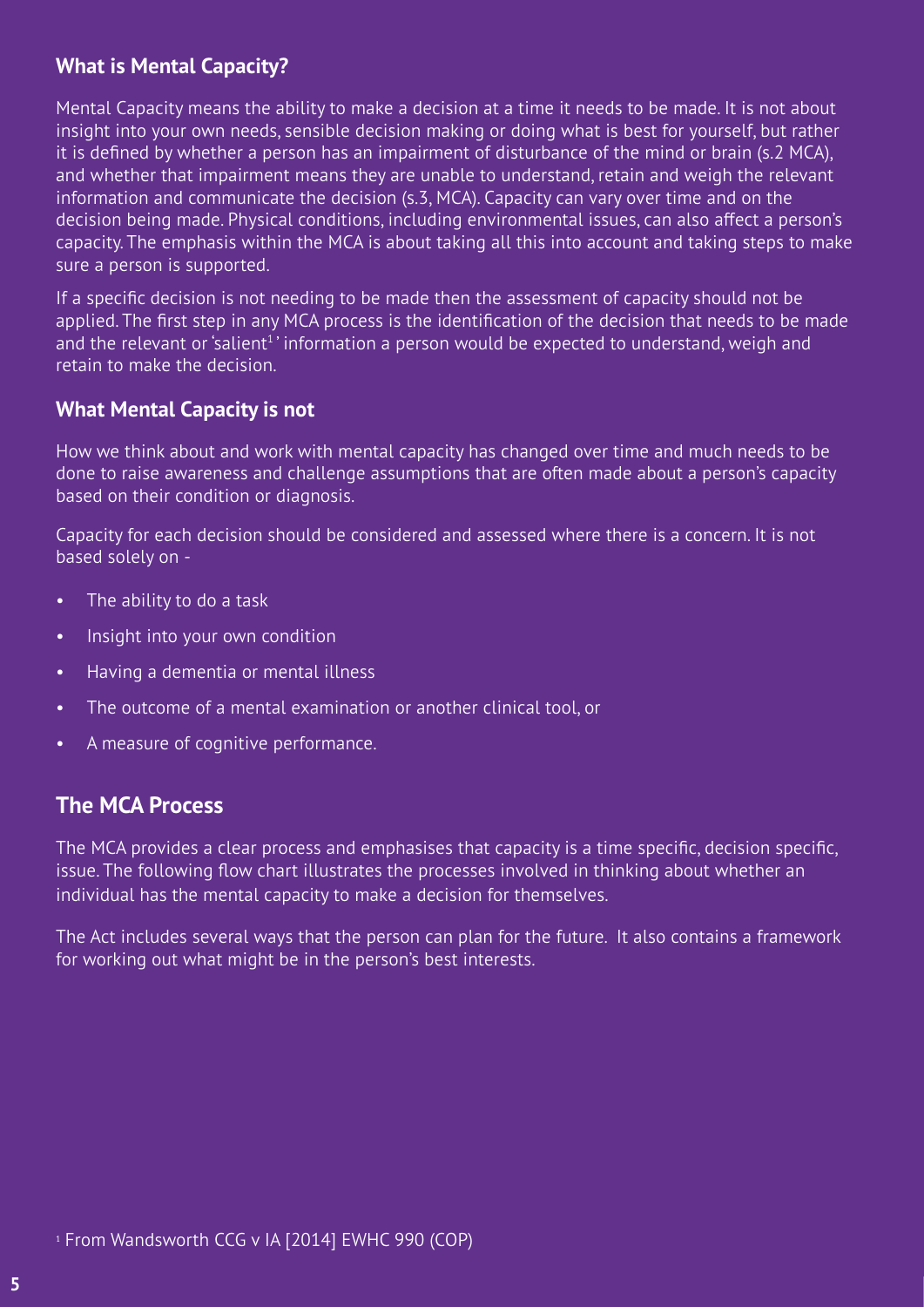## What is Mental Capacity?

Mental Capacity means the ability to make a decision at a time it needs to be made. It is not about insight into your own needs, sensible decision making or doing what is best for yourself, but rather it is defined by whether a person has an impairment of disturbance of the mind or brain (s.2 MCA), and whether that impairment means they are unable to understand, retain and weigh the relevant information and communicate the decision (s.3, MCA). Capacity can vary over time and on the decision being made. Physical conditions, including environmental issues, can also affect a person's capacity. The emphasis within the MCA is about taking all this into account and taking steps to make sure a person is supported.

If a specific decision is not needing to be made then the assessment of capacity should not be applied. The first step in any MCA process is the identification of the decision that needs to be made and the relevant or 'salient[1]' information a person would be expected to understand, weigh and retain to make the decision.

## What Mental Capacity is not

How we think about and work with mental capacity has changed over time and much needs to be done to raise awareness and challenge assumptions that are often made about a person's capacity based on their condition or diagnosis.

Capacity for each decision should be considered and assessed where there is a concern. It is not based solely on -

- The ability to do a task
- Insight into your own condition
- Having a dementia or mental illness
- The outcome of a mental examination or another clinical tool, or
- A measure of cognitive performance.

## The MCA Process

The MCA provides a clear process and emphasises that capacity is a time specific, decision specific, issue. The following flow chart illustrates the processes involved in thinking about whether an individual has the mental capacity to make a decision for themselves.

The Act includes several ways that the person can plan for the future. It also contains a framework for working out what might be in the person's best interests.

[1] From Wandsworth CCG v IA [2014] EWHC 990 (COP)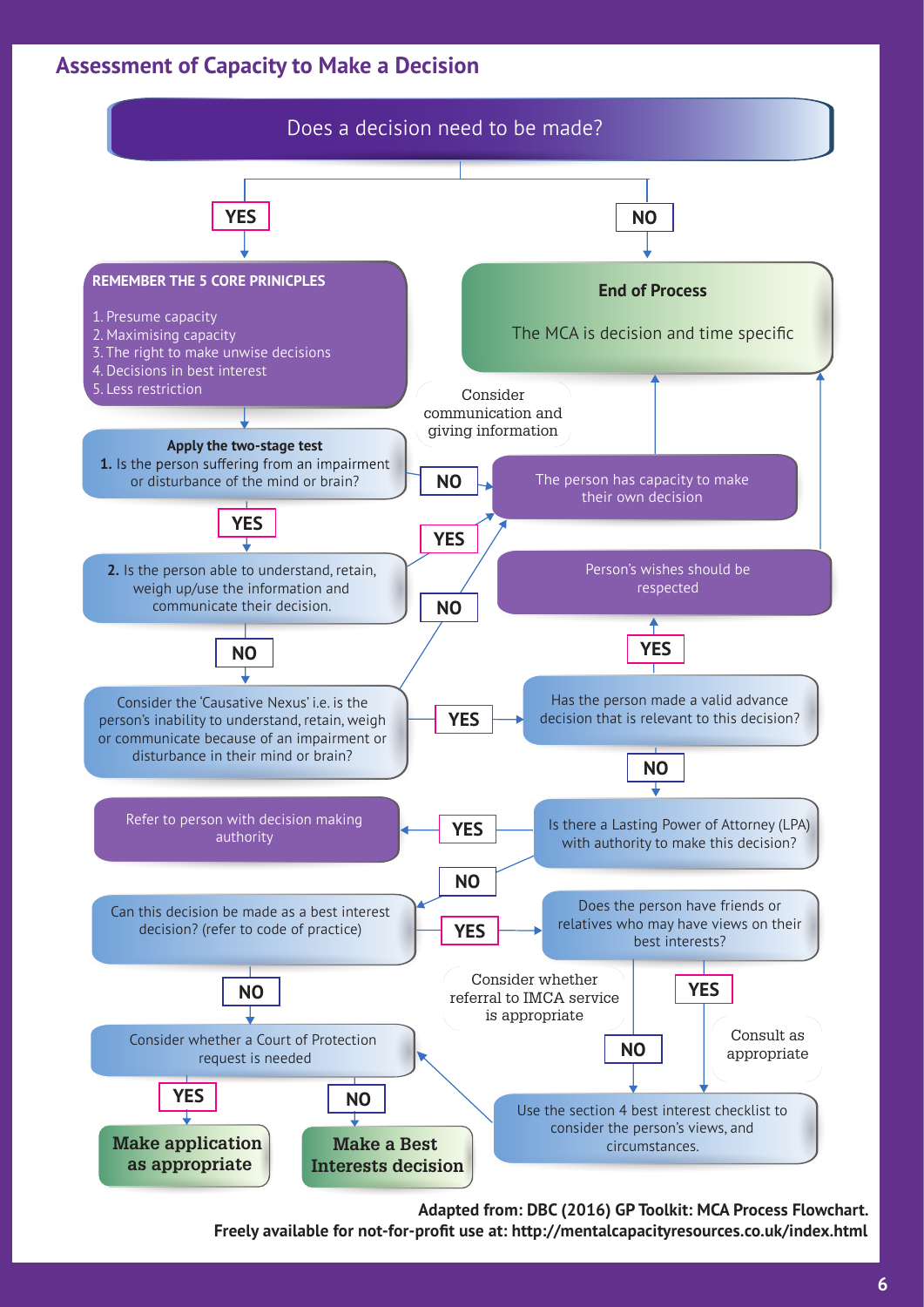## Assessment of Capacity to Make a Decision

**Does a decision need to be made?**

- **NO** → **End of Process** — The MCA is decision and time specific
- **YES** →

**REMEMBER THE 5 CORE PRINCIPLES**

1. Presume capacity
2. Maximising capacity
3. The right to make unwise decisions
4. Decisions in best interest
5. Less restriction

**Apply the two-stage test**

**1.** Is the person suffering from an impairment or disturbance of the mind or brain?

- **NO** → The person has capacity to make their own decision → End of Process
- **YES** →

**2.** Is the person able to understand, retain, weigh up/use the information and communicate their decision.

- **YES** → The person has capacity to make their own decision
- **NO** →

Consider communication and giving information

Consider the 'Causative Nexus' i.e. is the person's inability to understand, retain, weigh or communicate because of an impairment or disturbance in their mind or brain?

- **NO** → The person has capacity to make their own decision
- **YES** →

Has the person made a valid advance decision that is relevant to this decision?

- **YES** → Person's wishes should be respected → End of Process
- **NO** →

Is there a Lasting Power of Attorney (LPA) with authority to make this decision?

- **YES** → Refer to person with decision making authority
- **NO** →

Can this decision be made as a best interest decision? (refer to code of practice)

- **NO** → Consider whether a Court of Protection request is needed
  - **YES** → **Make application as appropriate**
  - **NO** → **Make a Best Interests decision**
- **YES** →

Does the person have friends or relatives who may have views on their best interests?

- **YES** → Consult as appropriate
- **NO** → Consider whether referral to IMCA service is appropriate

Use the section 4 best interest checklist to consider the person's views, and circumstances. → Consider whether a Court of Protection request is needed

**Adapted from: DBC (2016) GP Toolkit: MCA Process Flowchart.**
**Freely available for not-for-profit use at: http://mentalcapacityresources.co.uk/index.html**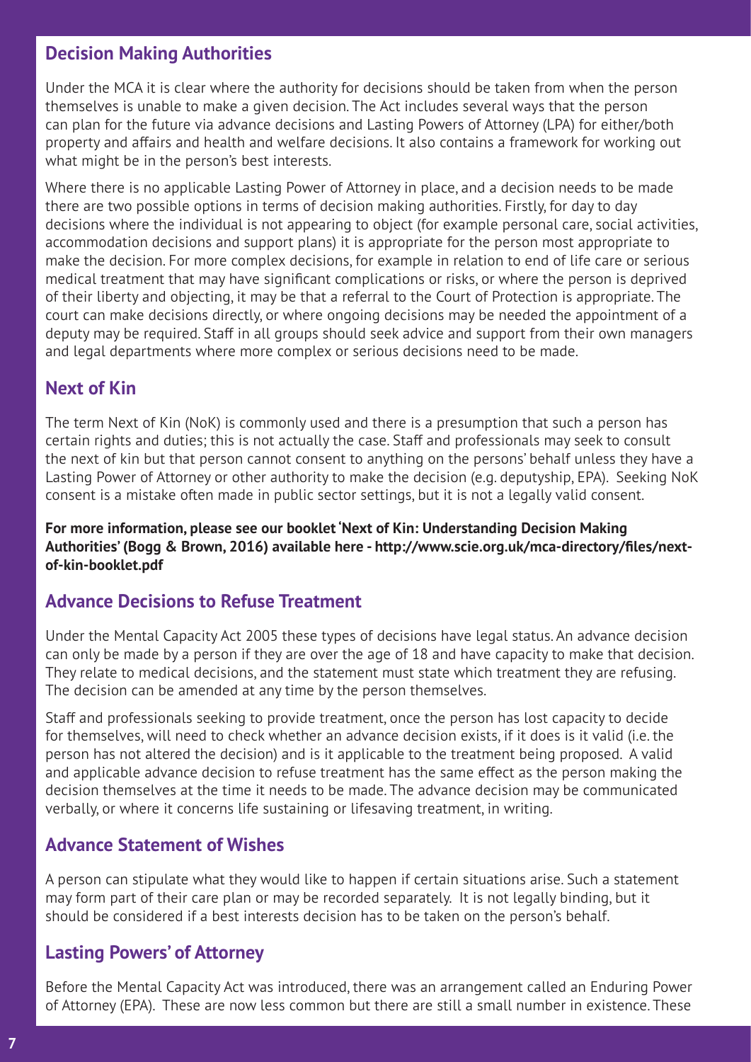## Decision Making Authorities

Under the MCA it is clear where the authority for decisions should be taken from when the person themselves is unable to make a given decision. The Act includes several ways that the person can plan for the future via advance decisions and Lasting Powers of Attorney (LPA) for either/both property and affairs and health and welfare decisions. It also contains a framework for working out what might be in the person's best interests.

Where there is no applicable Lasting Power of Attorney in place, and a decision needs to be made there are two possible options in terms of decision making authorities. Firstly, for day to day decisions where the individual is not appearing to object (for example personal care, social activities, accommodation decisions and support plans) it is appropriate for the person most appropriate to make the decision. For more complex decisions, for example in relation to end of life care or serious medical treatment that may have significant complications or risks, or where the person is deprived of their liberty and objecting, it may be that a referral to the Court of Protection is appropriate. The court can make decisions directly, or where ongoing decisions may be needed the appointment of a deputy may be required. Staff in all groups should seek advice and support from their own managers and legal departments where more complex or serious decisions need to be made.

## Next of Kin

The term Next of Kin (NoK) is commonly used and there is a presumption that such a person has certain rights and duties; this is not actually the case. Staff and professionals may seek to consult the next of kin but that person cannot consent to anything on the persons' behalf unless they have a Lasting Power of Attorney or other authority to make the decision (e.g. deputyship, EPA). Seeking NoK consent is a mistake often made in public sector settings, but it is not a legally valid consent.

**For more information, please see our booklet 'Next of Kin: Understanding Decision Making Authorities' (Bogg & Brown, 2016) available here - http://www.scie.org.uk/mca-directory/files/next-of-kin-booklet.pdf**

## Advance Decisions to Refuse Treatment

Under the Mental Capacity Act 2005 these types of decisions have legal status. An advance decision can only be made by a person if they are over the age of 18 and have capacity to make that decision. They relate to medical decisions, and the statement must state which treatment they are refusing. The decision can be amended at any time by the person themselves.

Staff and professionals seeking to provide treatment, once the person has lost capacity to decide for themselves, will need to check whether an advance decision exists, if it does is it valid (i.e. the person has not altered the decision) and is it applicable to the treatment being proposed. A valid and applicable advance decision to refuse treatment has the same effect as the person making the decision themselves at the time it needs to be made. The advance decision may be communicated verbally, or where it concerns life sustaining or lifesaving treatment, in writing.

## Advance Statement of Wishes

A person can stipulate what they would like to happen if certain situations arise. Such a statement may form part of their care plan or may be recorded separately. It is not legally binding, but it should be considered if a best interests decision has to be taken on the person's behalf.

## Lasting Powers' of Attorney

Before the Mental Capacity Act was introduced, there was an arrangement called an Enduring Power of Attorney (EPA). These are now less common but there are still a small number in existence. These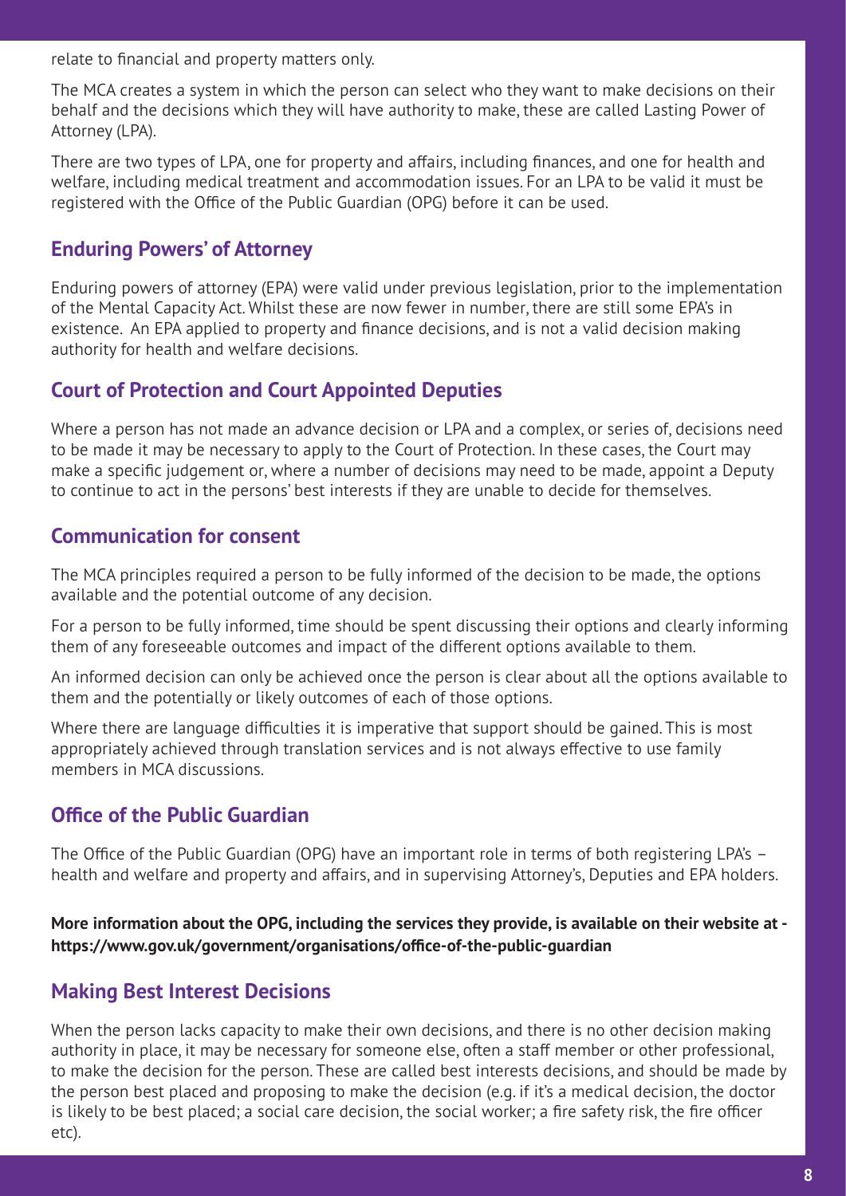relate to financial and property matters only.

The MCA creates a system in which the person can select who they want to make decisions on their behalf and the decisions which they will have authority to make, these are called Lasting Power of Attorney (LPA).

There are two types of LPA, one for property and affairs, including finances, and one for health and welfare, including medical treatment and accommodation issues. For an LPA to be valid it must be registered with the Office of the Public Guardian (OPG) before it can be used.

## Enduring Powers' of Attorney

Enduring powers of attorney (EPA) were valid under previous legislation, prior to the implementation of the Mental Capacity Act. Whilst these are now fewer in number, there are still some EPA's in existence. An EPA applied to property and finance decisions, and is not a valid decision making authority for health and welfare decisions.

## Court of Protection and Court Appointed Deputies

Where a person has not made an advance decision or LPA and a complex, or series of, decisions need to be made it may be necessary to apply to the Court of Protection. In these cases, the Court may make a specific judgement or, where a number of decisions may need to be made, appoint a Deputy to continue to act in the persons' best interests if they are unable to decide for themselves.

## Communication for consent

The MCA principles required a person to be fully informed of the decision to be made, the options available and the potential outcome of any decision.

For a person to be fully informed, time should be spent discussing their options and clearly informing them of any foreseeable outcomes and impact of the different options available to them.

An informed decision can only be achieved once the person is clear about all the options available to them and the potentially or likely outcomes of each of those options.

Where there are language difficulties it is imperative that support should be gained. This is most appropriately achieved through translation services and is not always effective to use family members in MCA discussions.

## Office of the Public Guardian

The Office of the Public Guardian (OPG) have an important role in terms of both registering LPA's – health and welfare and property and affairs, and in supervising Attorney's, Deputies and EPA holders.

**More information about the OPG, including the services they provide, is available on their website at - https://www.gov.uk/government/organisations/office-of-the-public-guardian**

## Making Best Interest Decisions

When the person lacks capacity to make their own decisions, and there is no other decision making authority in place, it may be necessary for someone else, often a staff member or other professional, to make the decision for the person. These are called best interests decisions, and should be made by the person best placed and proposing to make the decision (e.g. if it's a medical decision, the doctor is likely to be best placed; a social care decision, the social worker; a fire safety risk, the fire officer etc).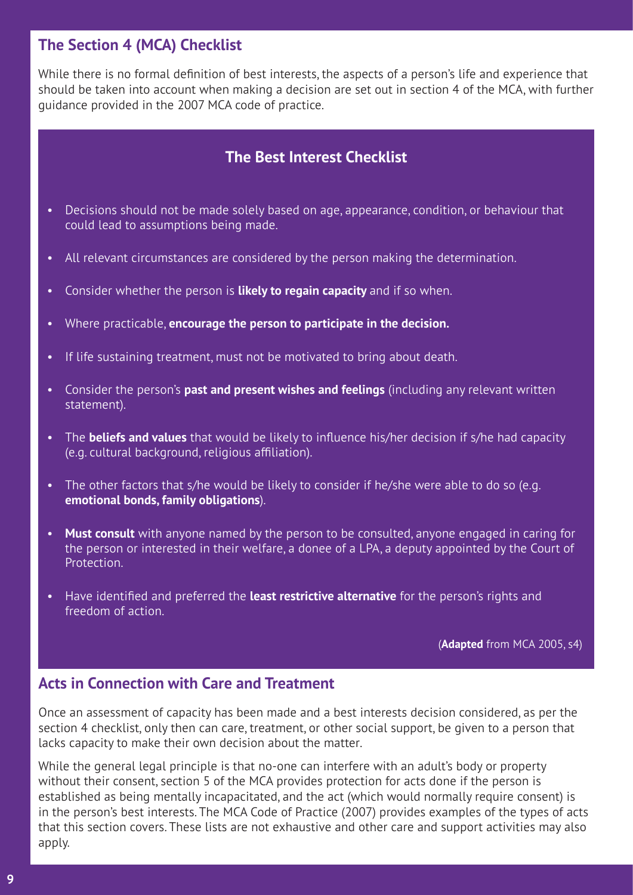## The Section 4 (MCA) Checklist

While there is no formal definition of best interests, the aspects of a person's life and experience that should be taken into account when making a decision are set out in section 4 of the MCA, with further guidance provided in the 2007 MCA code of practice.

### The Best Interest Checklist

- Decisions should not be made solely based on age, appearance, condition, or behaviour that could lead to assumptions being made.
- All relevant circumstances are considered by the person making the determination.
- Consider whether the person is **likely to regain capacity** and if so when.
- Where practicable, **encourage the person to participate in the decision.**
- If life sustaining treatment, must not be motivated to bring about death.
- Consider the person's **past and present wishes and feelings** (including any relevant written statement).
- The **beliefs and values** that would be likely to influence his/her decision if s/he had capacity (e.g. cultural background, religious affiliation).
- The other factors that s/he would be likely to consider if he/she were able to do so (e.g. **emotional bonds, family obligations**).
- **Must consult** with anyone named by the person to be consulted, anyone engaged in caring for the person or interested in their welfare, a donee of a LPA, a deputy appointed by the Court of Protection.
- Have identified and preferred the **least restrictive alternative** for the person's rights and freedom of action.

(**Adapted** from MCA 2005, s4)

## Acts in Connection with Care and Treatment

Once an assessment of capacity has been made and a best interests decision considered, as per the section 4 checklist, only then can care, treatment, or other social support, be given to a person that lacks capacity to make their own decision about the matter.

While the general legal principle is that no-one can interfere with an adult's body or property without their consent, section 5 of the MCA provides protection for acts done if the person is established as being mentally incapacitated, and the act (which would normally require consent) is in the person's best interests. The MCA Code of Practice (2007) provides examples of the types of acts that this section covers. These lists are not exhaustive and other care and support activities may also apply.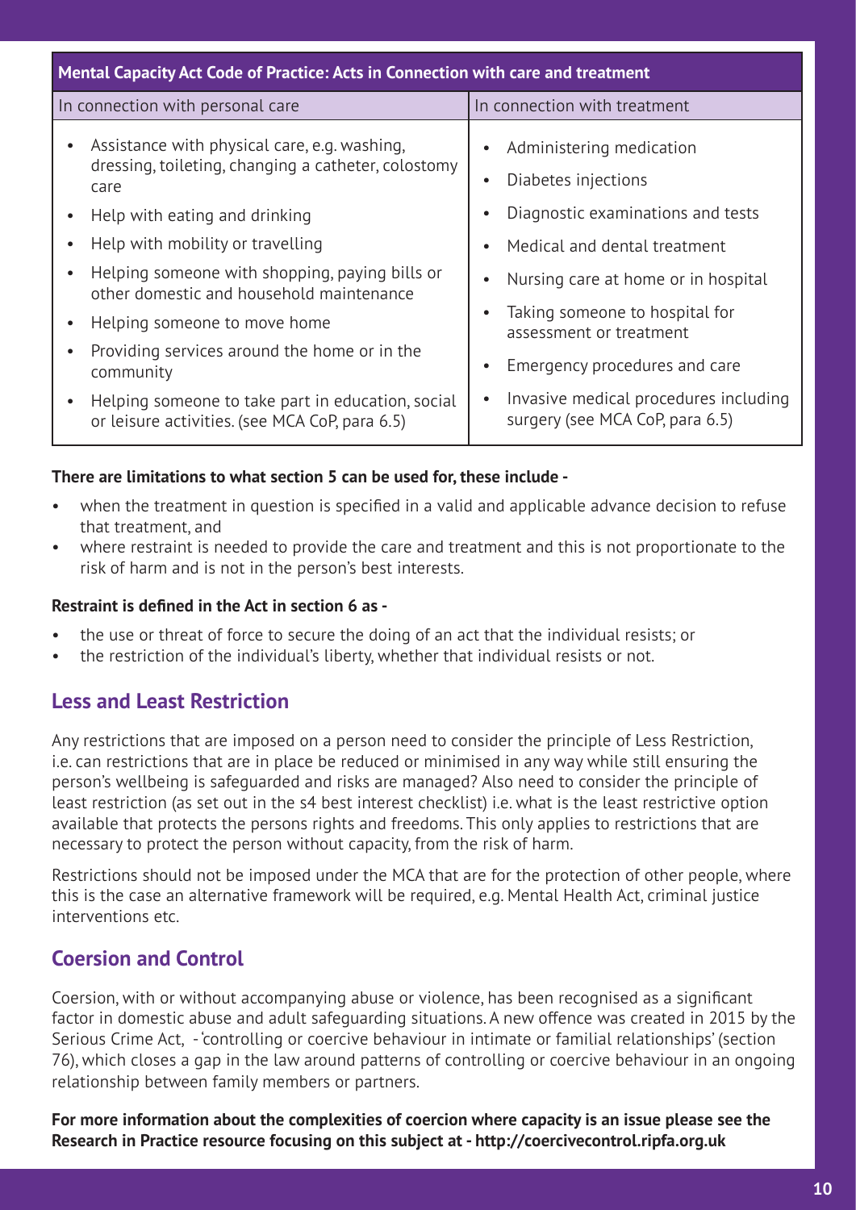| Mental Capacity Act Code of Practice: Acts in Connection with care and treatment | |
|---|---|
| In connection with personal care | In connection with treatment |
| • Assistance with physical care, e.g. washing, dressing, toileting, changing a catheter, colostomy care<br>• Help with eating and drinking<br>• Help with mobility or travelling<br>• Helping someone with shopping, paying bills or other domestic and household maintenance<br>• Helping someone to move home<br>• Providing services around the home or in the community<br>• Helping someone to take part in education, social or leisure activities. (see MCA CoP, para 6.5) | • Administering medication<br>• Diabetes injections<br>• Diagnostic examinations and tests<br>• Medical and dental treatment<br>• Nursing care at home or in hospital<br>• Taking someone to hospital for assessment or treatment<br>• Emergency procedures and care<br>• Invasive medical procedures including surgery (see MCA CoP, para 6.5) |

**There are limitations to what section 5 can be used for, these include -**

- when the treatment in question is specified in a valid and applicable advance decision to refuse that treatment, and
- where restraint is needed to provide the care and treatment and this is not proportionate to the risk of harm and is not in the person's best interests.

**Restraint is defined in the Act in section 6 as -**

- the use or threat of force to secure the doing of an act that the individual resists; or
- the restriction of the individual's liberty, whether that individual resists or not.

## Less and Least Restriction

Any restrictions that are imposed on a person need to consider the principle of Less Restriction, i.e. can restrictions that are in place be reduced or minimised in any way while still ensuring the person's wellbeing is safeguarded and risks are managed? Also need to consider the principle of least restriction (as set out in the s4 best interest checklist) i.e. what is the least restrictive option available that protects the persons rights and freedoms. This only applies to restrictions that are necessary to protect the person without capacity, from the risk of harm.

Restrictions should not be imposed under the MCA that are for the protection of other people, where this is the case an alternative framework will be required, e.g. Mental Health Act, criminal justice interventions etc.

## Coersion and Control

Coersion, with or without accompanying abuse or violence, has been recognised as a significant factor in domestic abuse and adult safeguarding situations. A new offence was created in 2015 by the Serious Crime Act, - 'controlling or coercive behaviour in intimate or familial relationships' (section 76), which closes a gap in the law around patterns of controlling or coercive behaviour in an ongoing relationship between family members or partners.

**For more information about the complexities of coercion where capacity is an issue please see the Research in Practice resource focusing on this subject at - http://coercivecontrol.ripfa.org.uk**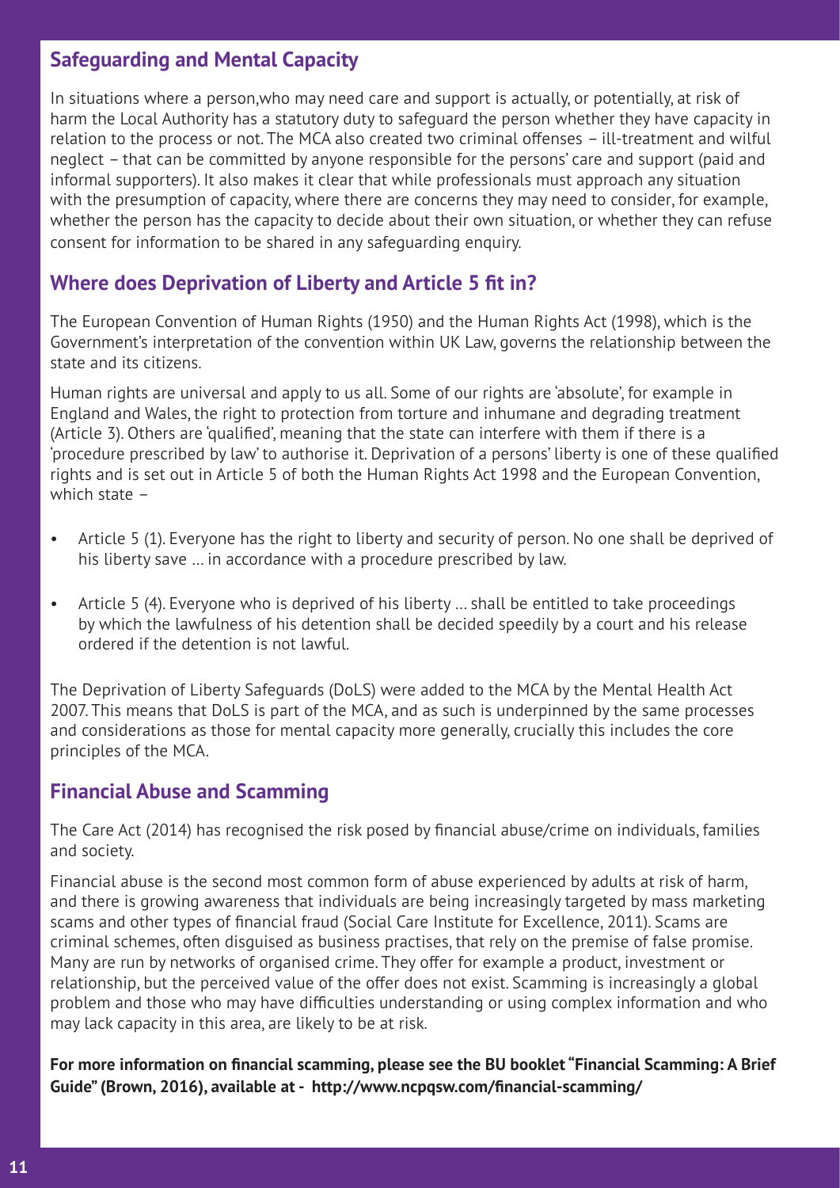## Safeguarding and Mental Capacity

In situations where a person,who may need care and support is actually, or potentially, at risk of harm the Local Authority has a statutory duty to safeguard the person whether they have capacity in relation to the process or not. The MCA also created two criminal offenses – ill-treatment and wilful neglect – that can be committed by anyone responsible for the persons' care and support (paid and informal supporters). It also makes it clear that while professionals must approach any situation with the presumption of capacity, where there are concerns they may need to consider, for example, whether the person has the capacity to decide about their own situation, or whether they can refuse consent for information to be shared in any safeguarding enquiry.

## Where does Deprivation of Liberty and Article 5 fit in?

The European Convention of Human Rights (1950) and the Human Rights Act (1998), which is the Government's interpretation of the convention within UK Law, governs the relationship between the state and its citizens.

Human rights are universal and apply to us all. Some of our rights are 'absolute', for example in England and Wales, the right to protection from torture and inhumane and degrading treatment (Article 3). Others are 'qualified', meaning that the state can interfere with them if there is a 'procedure prescribed by law' to authorise it. Deprivation of a persons' liberty is one of these qualified rights and is set out in Article 5 of both the Human Rights Act 1998 and the European Convention, which state –

- Article 5 (1). Everyone has the right to liberty and security of person. No one shall be deprived of his liberty save … in accordance with a procedure prescribed by law.
- Article 5 (4). Everyone who is deprived of his liberty … shall be entitled to take proceedings by which the lawfulness of his detention shall be decided speedily by a court and his release ordered if the detention is not lawful.

The Deprivation of Liberty Safeguards (DoLS) were added to the MCA by the Mental Health Act 2007. This means that DoLS is part of the MCA, and as such is underpinned by the same processes and considerations as those for mental capacity more generally, crucially this includes the core principles of the MCA.

## Financial Abuse and Scamming

The Care Act (2014) has recognised the risk posed by financial abuse/crime on individuals, families and society.

Financial abuse is the second most common form of abuse experienced by adults at risk of harm, and there is growing awareness that individuals are being increasingly targeted by mass marketing scams and other types of financial fraud (Social Care Institute for Excellence, 2011). Scams are criminal schemes, often disguised as business practises, that rely on the premise of false promise. Many are run by networks of organised crime. They offer for example a product, investment or relationship, but the perceived value of the offer does not exist. Scamming is increasingly a global problem and those who may have difficulties understanding or using complex information and who may lack capacity in this area, are likely to be at risk.

**For more information on financial scamming, please see the BU booklet "Financial Scamming: A Brief Guide" (Brown, 2016), available at - http://www.ncpqsw.com/financial-scamming/**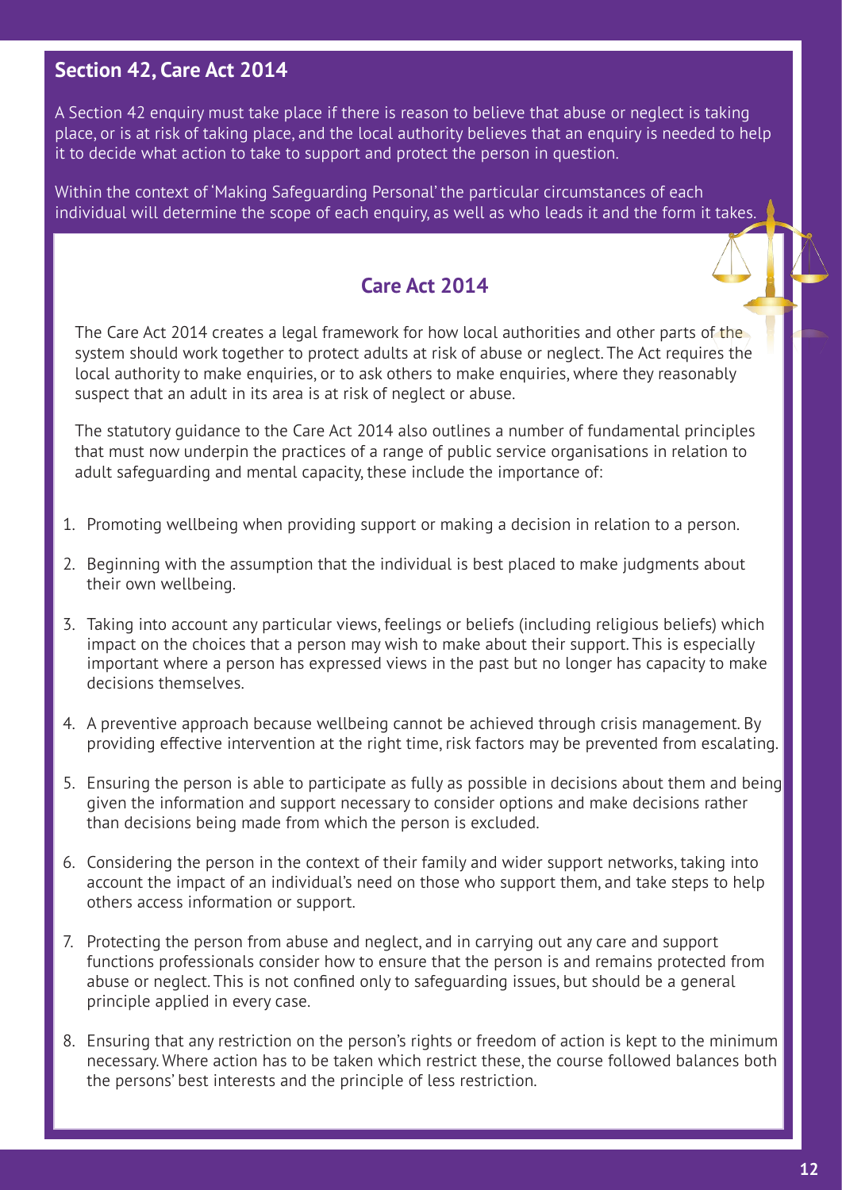## Section 42, Care Act 2014

A Section 42 enquiry must take place if there is reason to believe that abuse or neglect is taking place, or is at risk of taking place, and the local authority believes that an enquiry is needed to help it to decide what action to take to support and protect the person in question.

Within the context of 'Making Safeguarding Personal' the particular circumstances of each individual will determine the scope of each enquiry, as well as who leads it and the form it takes.

## Care Act 2014

The Care Act 2014 creates a legal framework for how local authorities and other parts of the system should work together to protect adults at risk of abuse or neglect. The Act requires the local authority to make enquiries, or to ask others to make enquiries, where they reasonably suspect that an adult in its area is at risk of neglect or abuse.

The statutory guidance to the Care Act 2014 also outlines a number of fundamental principles that must now underpin the practices of a range of public service organisations in relation to adult safeguarding and mental capacity, these include the importance of:

1. Promoting wellbeing when providing support or making a decision in relation to a person.
2. Beginning with the assumption that the individual is best placed to make judgments about their own wellbeing.
3. Taking into account any particular views, feelings or beliefs (including religious beliefs) which impact on the choices that a person may wish to make about their support. This is especially important where a person has expressed views in the past but no longer has capacity to make decisions themselves.
4. A preventive approach because wellbeing cannot be achieved through crisis management. By providing effective intervention at the right time, risk factors may be prevented from escalating.
5. Ensuring the person is able to participate as fully as possible in decisions about them and being given the information and support necessary to consider options and make decisions rather than decisions being made from which the person is excluded.
6. Considering the person in the context of their family and wider support networks, taking into account the impact of an individual's need on those who support them, and take steps to help others access information or support.
7. Protecting the person from abuse and neglect, and in carrying out any care and support functions professionals consider how to ensure that the person is and remains protected from abuse or neglect. This is not confined only to safeguarding issues, but should be a general principle applied in every case.
8. Ensuring that any restriction on the person's rights or freedom of action is kept to the minimum necessary. Where action has to be taken which restrict these, the course followed balances both the persons' best interests and the principle of less restriction.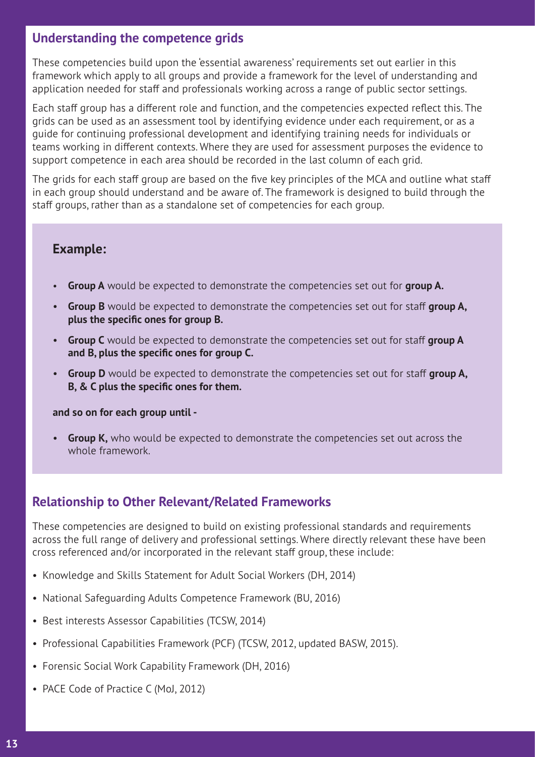## Understanding the competence grids

These competencies build upon the 'essential awareness' requirements set out earlier in this framework which apply to all groups and provide a framework for the level of understanding and application needed for staff and professionals working across a range of public sector settings.

Each staff group has a different role and function, and the competencies expected reflect this. The grids can be used as an assessment tool by identifying evidence under each requirement, or as a guide for continuing professional development and identifying training needs for individuals or teams working in different contexts. Where they are used for assessment purposes the evidence to support competence in each area should be recorded in the last column of each grid.

The grids for each staff group are based on the five key principles of the MCA and outline what staff in each group should understand and be aware of. The framework is designed to build through the staff groups, rather than as a standalone set of competencies for each group.

### Example:

- **Group A** would be expected to demonstrate the competencies set out for **group A.**
- **Group B** would be expected to demonstrate the competencies set out for staff **group A, plus the specific ones for group B.**
- **Group C** would be expected to demonstrate the competencies set out for staff **group A and B, plus the specific ones for group C.**
- **Group D** would be expected to demonstrate the competencies set out for staff **group A, B, & C plus the specific ones for them.**

**and so on for each group until -**

- **Group K,** who would be expected to demonstrate the competencies set out across the whole framework.

## Relationship to Other Relevant/Related Frameworks

These competencies are designed to build on existing professional standards and requirements across the full range of delivery and professional settings. Where directly relevant these have been cross referenced and/or incorporated in the relevant staff group, these include:

- Knowledge and Skills Statement for Adult Social Workers (DH, 2014)
- National Safeguarding Adults Competence Framework (BU, 2016)
- Best interests Assessor Capabilities (TCSW, 2014)
- Professional Capabilities Framework (PCF) (TCSW, 2012, updated BASW, 2015).
- Forensic Social Work Capability Framework (DH, 2016)
- PACE Code of Practice C (MoJ, 2012)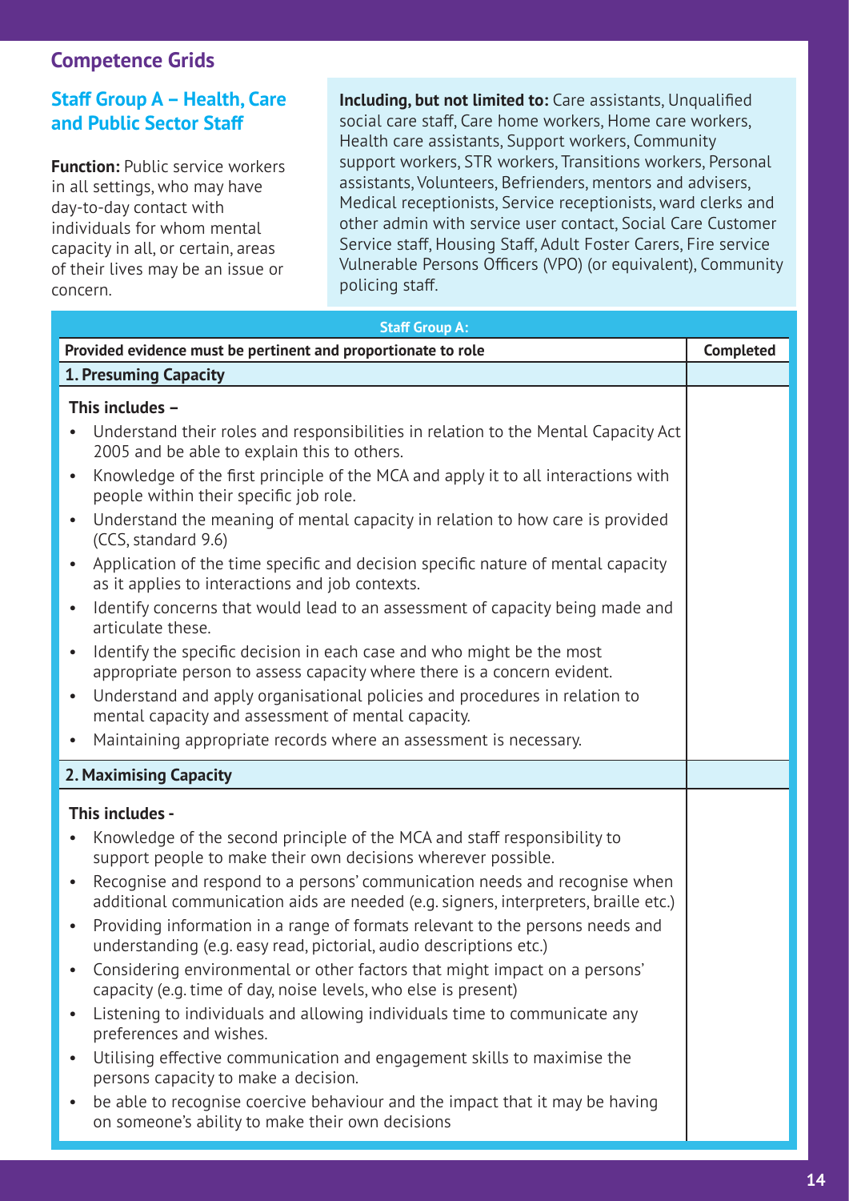## Competence Grids

### Staff Group A – Health, Care and Public Sector Staff

**Function:** Public service workers in all settings, who may have day-to-day contact with individuals for whom mental capacity in all, or certain, areas of their lives may be an issue or concern.

**Including, but not limited to:** Care assistants, Unqualified social care staff, Care home workers, Home care workers, Health care assistants, Support workers, Community support workers, STR workers, Transitions workers, Personal assistants, Volunteers, Befrienders, mentors and advisers, Medical receptionists, Service receptionists, ward clerks and other admin with service user contact, Social Care Customer Service staff, Housing Staff, Adult Foster Carers, Fire service Vulnerable Persons Officers (VPO) (or equivalent), Community policing staff.

| Staff Group A: | |
|---|---|
| **Provided evidence must be pertinent and proportionate to role** | **Completed** |
| **1. Presuming Capacity** | |
| **This includes –**<br>• Understand their roles and responsibilities in relation to the Mental Capacity Act 2005 and be able to explain this to others.<br>• Knowledge of the first principle of the MCA and apply it to all interactions with people within their specific job role.<br>• Understand the meaning of mental capacity in relation to how care is provided (CCS, standard 9.6)<br>• Application of the time specific and decision specific nature of mental capacity as it applies to interactions and job contexts.<br>• Identify concerns that would lead to an assessment of capacity being made and articulate these.<br>• Identify the specific decision in each case and who might be the most appropriate person to assess capacity where there is a concern evident.<br>• Understand and apply organisational policies and procedures in relation to mental capacity and assessment of mental capacity.<br>• Maintaining appropriate records where an assessment is necessary. | |
| **2. Maximising Capacity** | |
| **This includes -**<br>• Knowledge of the second principle of the MCA and staff responsibility to support people to make their own decisions wherever possible.<br>• Recognise and respond to a persons' communication needs and recognise when additional communication aids are needed (e.g. signers, interpreters, braille etc.)<br>• Providing information in a range of formats relevant to the persons needs and understanding (e.g. easy read, pictorial, audio descriptions etc.)<br>• Considering environmental or other factors that might impact on a persons' capacity (e.g. time of day, noise levels, who else is present)<br>• Listening to individuals and allowing individuals time to communicate any preferences and wishes.<br>• Utilising effective communication and engagement skills to maximise the persons capacity to make a decision.<br>• be able to recognise coercive behaviour and the impact that it may be having on someone's ability to make their own decisions | |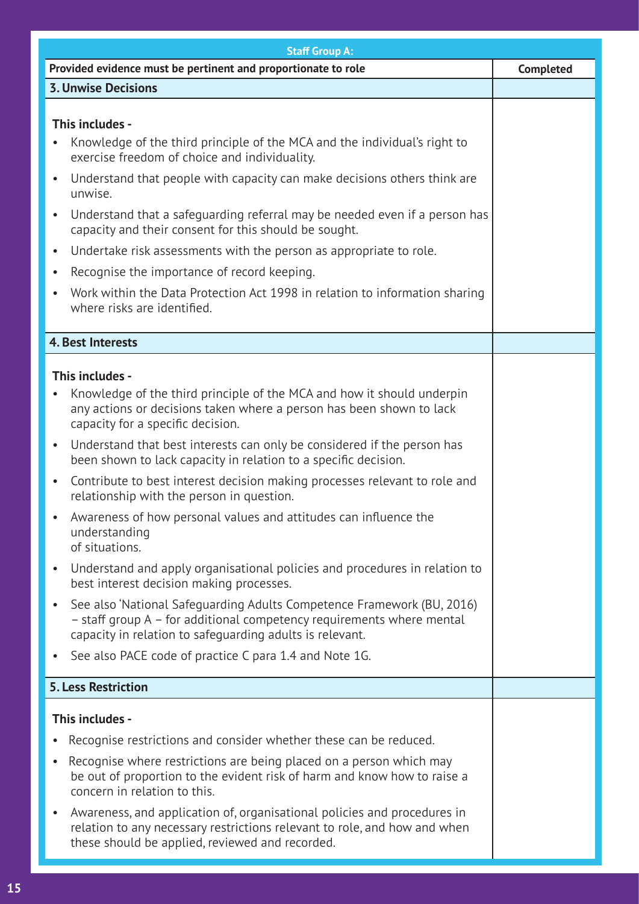| Staff Group A: | |
|---|---|
| **Provided evidence must be pertinent and proportionate to role** | **Completed** |
| **3. Unwise Decisions** | |
| **This includes -**<br>• Knowledge of the third principle of the MCA and the individual's right to exercise freedom of choice and individuality.<br>• Understand that people with capacity can make decisions others think are unwise.<br>• Understand that a safeguarding referral may be needed even if a person has capacity and their consent for this should be sought.<br>• Undertake risk assessments with the person as appropriate to role.<br>• Recognise the importance of record keeping.<br>• Work within the Data Protection Act 1998 in relation to information sharing where risks are identified. | |
| **4. Best Interests** | |
| **This includes -**<br>• Knowledge of the third principle of the MCA and how it should underpin any actions or decisions taken where a person has been shown to lack capacity for a specific decision.<br>• Understand that best interests can only be considered if the person has been shown to lack capacity in relation to a specific decision.<br>• Contribute to best interest decision making processes relevant to role and relationship with the person in question.<br>• Awareness of how personal values and attitudes can influence the understanding of situations.<br>• Understand and apply organisational policies and procedures in relation to best interest decision making processes.<br>• See also 'National Safeguarding Adults Competence Framework (BU, 2016) – staff group A – for additional competency requirements where mental capacity in relation to safeguarding adults is relevant.<br>• See also PACE code of practice C para 1.4 and Note 1G. | |
| **5. Less Restriction** | |
| **This includes -**<br>• Recognise restrictions and consider whether these can be reduced.<br>• Recognise where restrictions are being placed on a person which may be out of proportion to the evident risk of harm and know how to raise a concern in relation to this.<br>• Awareness, and application of, organisational policies and procedures in relation to any necessary restrictions relevant to role, and how and when these should be applied, reviewed and recorded. | |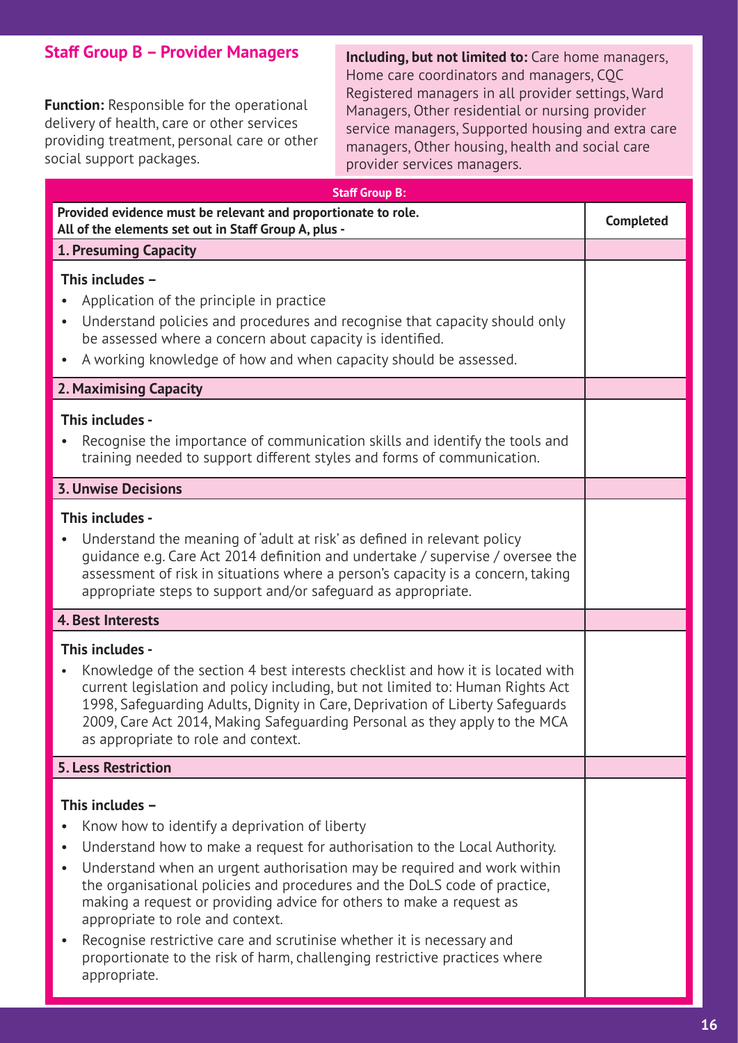## Staff Group B – Provider Managers

**Function:** Responsible for the operational delivery of health, care or other services providing treatment, personal care or other social support packages.

**Including, but not limited to:** Care home managers, Home care coordinators and managers, CQC Registered managers in all provider settings, Ward Managers, Other residential or nursing provider service managers, Supported housing and extra care managers, Other housing, health and social care provider services managers.

| Staff Group B: | |
|---|---|
| **Provided evidence must be relevant and proportionate to role. All of the elements set out in Staff Group A, plus -** | **Completed** |
| **1. Presuming Capacity** | |
| **This includes –**<br>• Application of the principle in practice<br>• Understand policies and procedures and recognise that capacity should only be assessed where a concern about capacity is identified.<br>• A working knowledge of how and when capacity should be assessed. | |
| **2. Maximising Capacity** | |
| **This includes -**<br>• Recognise the importance of communication skills and identify the tools and training needed to support different styles and forms of communication. | |
| **3. Unwise Decisions** | |
| **This includes -**<br>• Understand the meaning of 'adult at risk' as defined in relevant policy guidance e.g. Care Act 2014 definition and undertake / supervise / oversee the assessment of risk in situations where a person's capacity is a concern, taking appropriate steps to support and/or safeguard as appropriate. | |
| **4. Best Interests** | |
| **This includes -**<br>• Knowledge of the section 4 best interests checklist and how it is located with current legislation and policy including, but not limited to: Human Rights Act 1998, Safeguarding Adults, Dignity in Care, Deprivation of Liberty Safeguards 2009, Care Act 2014, Making Safeguarding Personal as they apply to the MCA as appropriate to role and context. | |
| **5. Less Restriction** | |
| **This includes –**<br>• Know how to identify a deprivation of liberty<br>• Understand how to make a request for authorisation to the Local Authority.<br>• Understand when an urgent authorisation may be required and work within the organisational policies and procedures and the DoLS code of practice, making a request or providing advice for others to make a request as appropriate to role and context.<br>• Recognise restrictive care and scrutinise whether it is necessary and proportionate to the risk of harm, challenging restrictive practices where appropriate. | |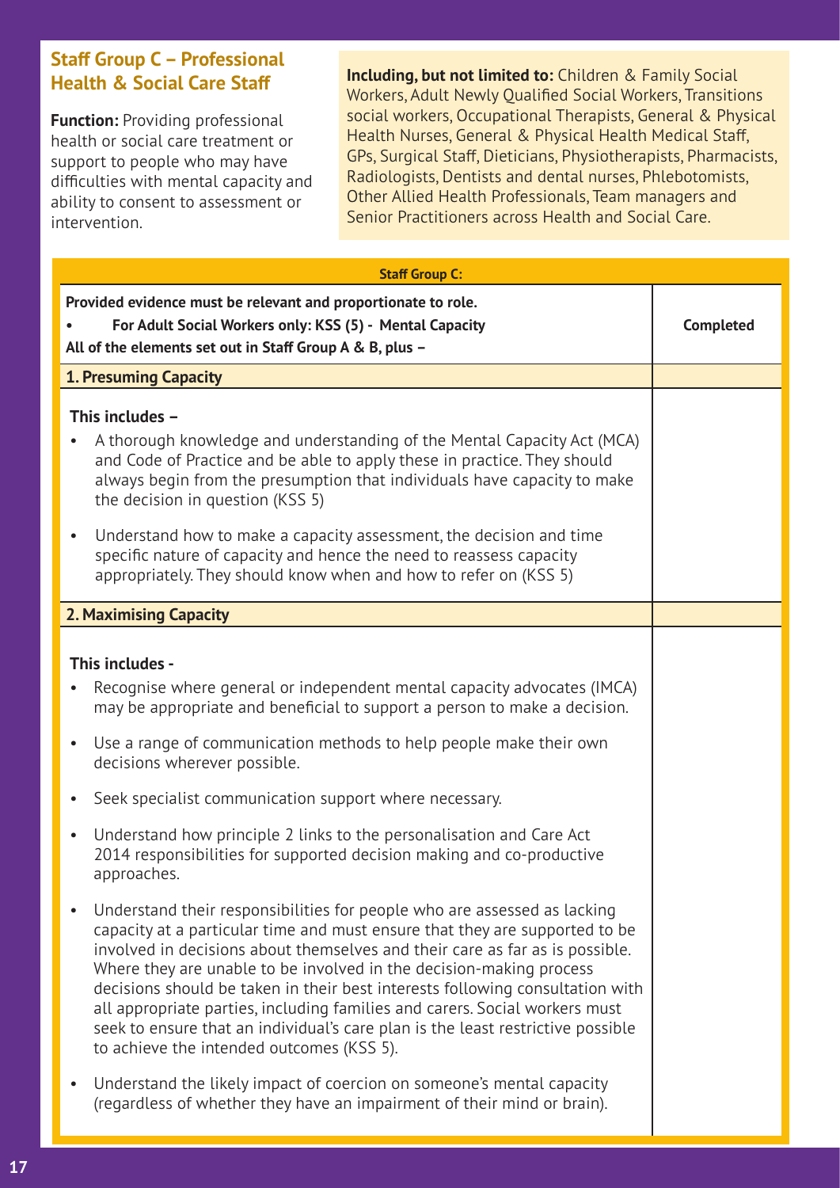## Staff Group C – Professional Health & Social Care Staff

**Function:** Providing professional health or social care treatment or support to people who may have difficulties with mental capacity and ability to consent to assessment or intervention.

**Including, but not limited to:** Children & Family Social Workers, Adult Newly Qualified Social Workers, Transitions social workers, Occupational Therapists, General & Physical Health Nurses, General & Physical Health Medical Staff, GPs, Surgical Staff, Dieticians, Physiotherapists, Pharmacists, Radiologists, Dentists and dental nurses, Phlebotomists, Other Allied Health Professionals, Team managers and Senior Practitioners across Health and Social Care.

| **Staff Group C:** | |
|---|---|
| **Provided evidence must be relevant and proportionate to role.**<br>• **For Adult Social Workers only: KSS (5) - Mental Capacity**<br>**All of the elements set out in Staff Group A & B, plus –** | **Completed** |
| **1. Presuming Capacity** | |
| **This includes –**<br>• A thorough knowledge and understanding of the Mental Capacity Act (MCA) and Code of Practice and be able to apply these in practice. They should always begin from the presumption that individuals have capacity to make the decision in question (KSS 5)<br>• Understand how to make a capacity assessment, the decision and time specific nature of capacity and hence the need to reassess capacity appropriately. They should know when and how to refer on (KSS 5) | |
| **2. Maximising Capacity** | |
| **This includes -**<br>• Recognise where general or independent mental capacity advocates (IMCA) may be appropriate and beneficial to support a person to make a decision.<br>• Use a range of communication methods to help people make their own decisions wherever possible.<br>• Seek specialist communication support where necessary.<br>• Understand how principle 2 links to the personalisation and Care Act 2014 responsibilities for supported decision making and co-productive approaches.<br>• Understand their responsibilities for people who are assessed as lacking capacity at a particular time and must ensure that they are supported to be involved in decisions about themselves and their care as far as is possible. Where they are unable to be involved in the decision-making process decisions should be taken in their best interests following consultation with all appropriate parties, including families and carers. Social workers must seek to ensure that an individual's care plan is the least restrictive possible to achieve the intended outcomes (KSS 5).<br>• Understand the likely impact of coercion on someone's mental capacity (regardless of whether they have an impairment of their mind or brain). | |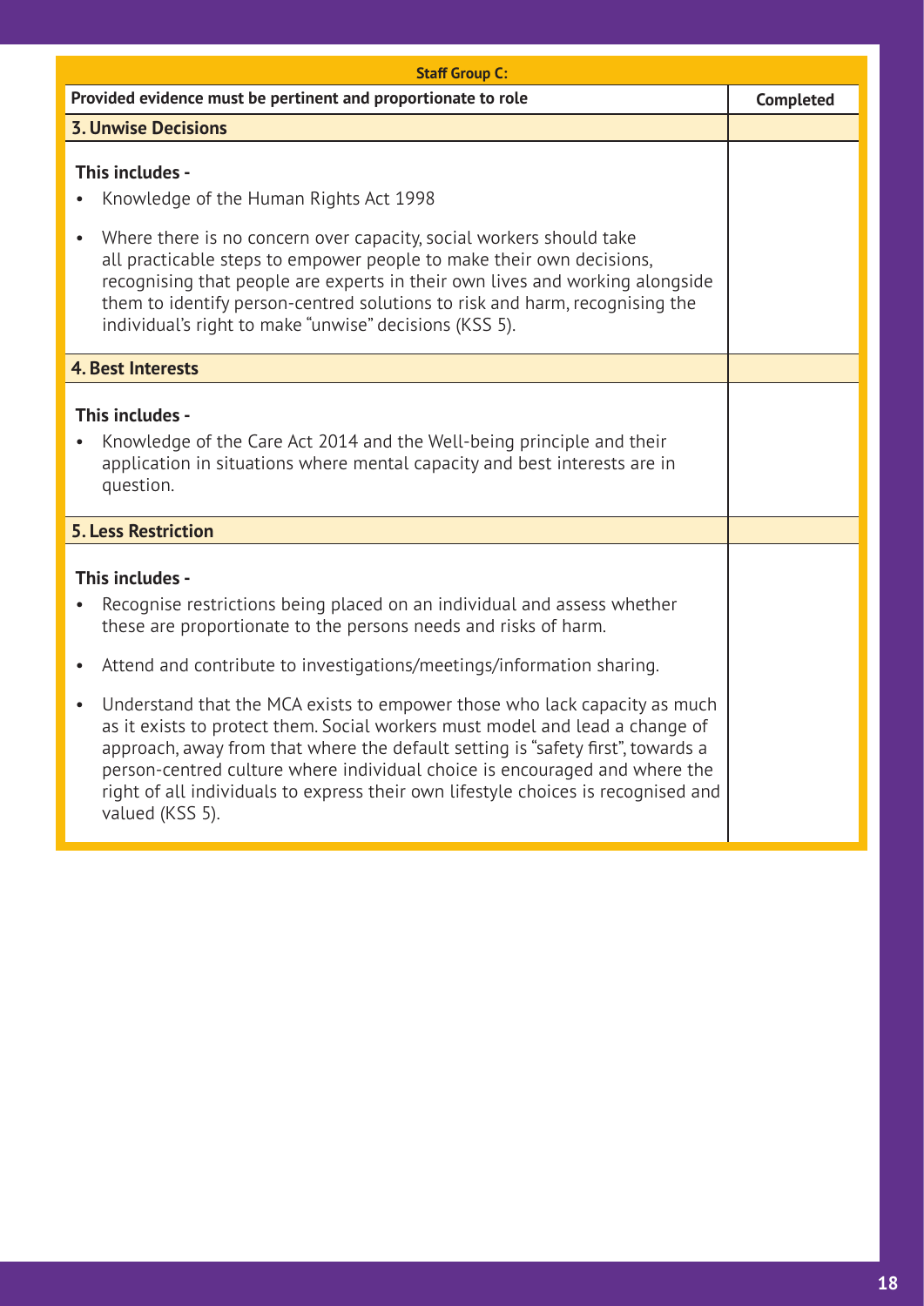| Staff Group C: | |
|---|---|
| **Provided evidence must be pertinent and proportionate to role** | **Completed** |
| **3. Unwise Decisions** | |
| **This includes -**<br>• Knowledge of the Human Rights Act 1998<br>• Where there is no concern over capacity, social workers should take all practicable steps to empower people to make their own decisions, recognising that people are experts in their own lives and working alongside them to identify person-centred solutions to risk and harm, recognising the individual's right to make "unwise" decisions (KSS 5). | |
| **4. Best Interests** | |
| **This includes -**<br>• Knowledge of the Care Act 2014 and the Well-being principle and their application in situations where mental capacity and best interests are in question. | |
| **5. Less Restriction** | |
| **This includes -**<br>• Recognise restrictions being placed on an individual and assess whether these are proportionate to the persons needs and risks of harm.<br>• Attend and contribute to investigations/meetings/information sharing.<br>• Understand that the MCA exists to empower those who lack capacity as much as it exists to protect them. Social workers must model and lead a change of approach, away from that where the default setting is "safety first", towards a person-centred culture where individual choice is encouraged and where the right of all individuals to express their own lifestyle choices is recognised and valued (KSS 5). | |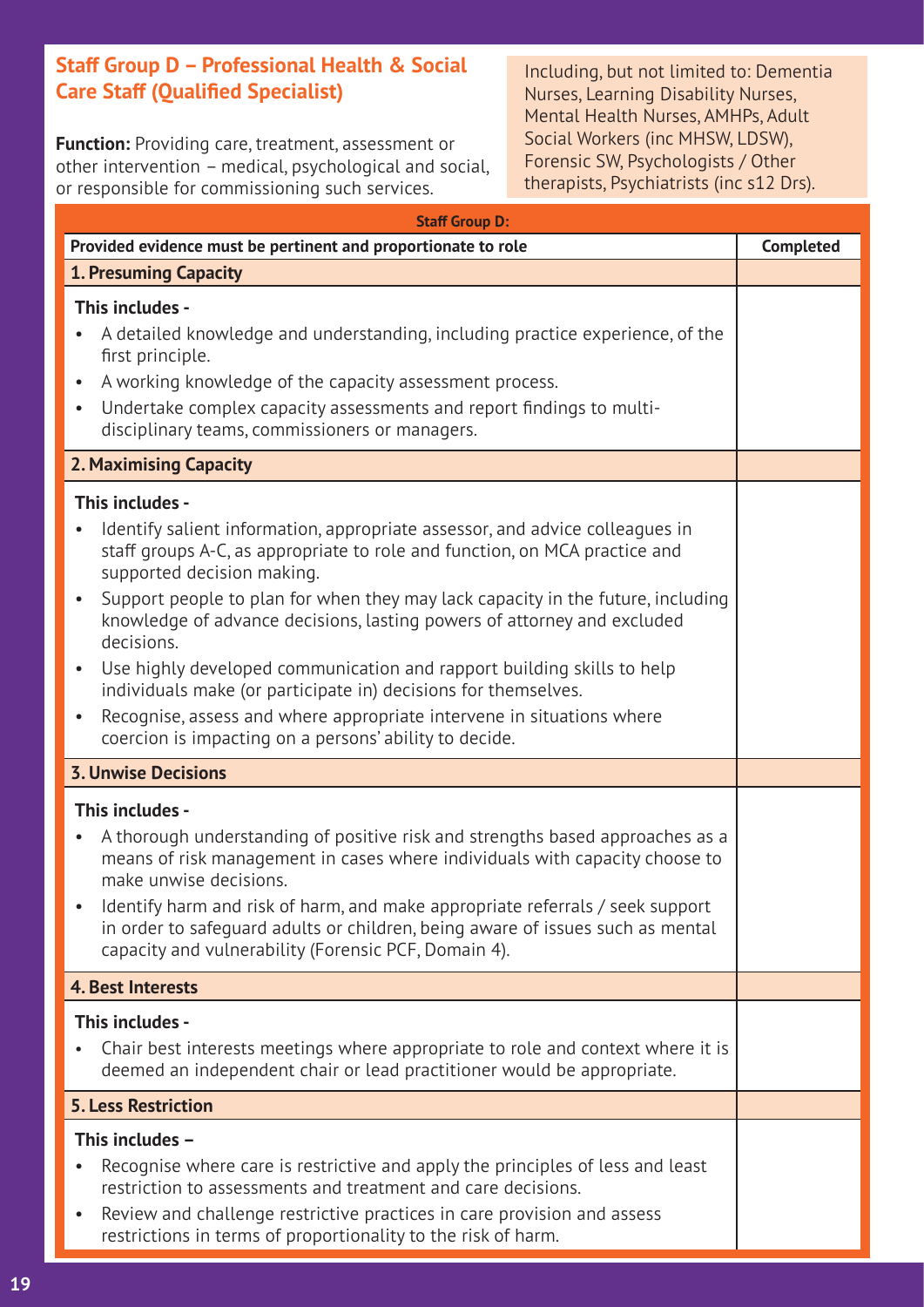## Staff Group D – Professional Health & Social Care Staff (Qualified Specialist)

**Function:** Providing care, treatment, assessment or other intervention – medical, psychological and social, or responsible for commissioning such services.

Including, but not limited to: Dementia Nurses, Learning Disability Nurses, Mental Health Nurses, AMHPs, Adult Social Workers (inc MHSW, LDSW), Forensic SW, Psychologists / Other therapists, Psychiatrists (inc s12 Drs).

| **Staff Group D:** | |
|---|---|
| **Provided evidence must be pertinent and proportionate to role** | **Completed** |
| **1. Presuming Capacity** | |
| **This includes -**<br>• A detailed knowledge and understanding, including practice experience, of the first principle.<br>• A working knowledge of the capacity assessment process.<br>• Undertake complex capacity assessments and report findings to multi-disciplinary teams, commissioners or managers. | |
| **2. Maximising Capacity** | |
| **This includes -**<br>• Identify salient information, appropriate assessor, and advice colleagues in staff groups A-C, as appropriate to role and function, on MCA practice and supported decision making.<br>• Support people to plan for when they may lack capacity in the future, including knowledge of advance decisions, lasting powers of attorney and excluded decisions.<br>• Use highly developed communication and rapport building skills to help individuals make (or participate in) decisions for themselves.<br>• Recognise, assess and where appropriate intervene in situations where coercion is impacting on a persons' ability to decide. | |
| **3. Unwise Decisions** | |
| **This includes -**<br>• A thorough understanding of positive risk and strengths based approaches as a means of risk management in cases where individuals with capacity choose to make unwise decisions.<br>• Identify harm and risk of harm, and make appropriate referrals / seek support in order to safeguard adults or children, being aware of issues such as mental capacity and vulnerability (Forensic PCF, Domain 4). | |
| **4. Best Interests** | |
| **This includes -**<br>• Chair best interests meetings where appropriate to role and context where it is deemed an independent chair or lead practitioner would be appropriate. | |
| **5. Less Restriction** | |
| **This includes –**<br>• Recognise where care is restrictive and apply the principles of less and least restriction to assessments and treatment and care decisions.<br>• Review and challenge restrictive practices in care provision and assess restrictions in terms of proportionality to the risk of harm. | |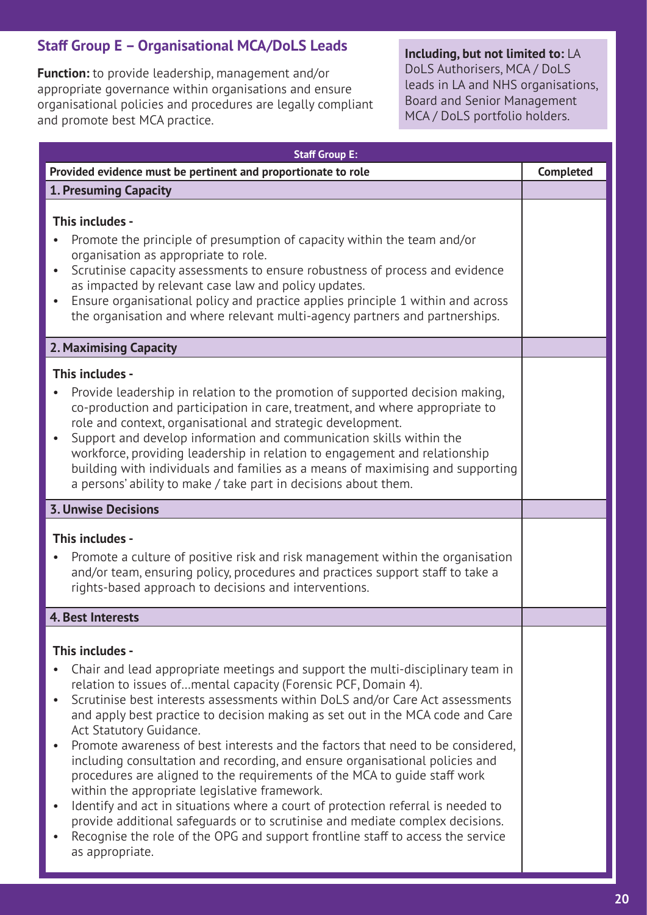## Staff Group E – Organisational MCA/DoLS Leads

**Function:** to provide leadership, management and/or appropriate governance within organisations and ensure organisational policies and procedures are legally compliant and promote best MCA practice.

**Including, but not limited to:** LA DoLS Authorisers, MCA / DoLS leads in LA and NHS organisations, Board and Senior Management MCA / DoLS portfolio holders.

| **Staff Group E:** | |
|---|---|
| **Provided evidence must be pertinent and proportionate to role** | **Completed** |
| **1. Presuming Capacity** | |
| **This includes -**<br>• Promote the principle of presumption of capacity within the team and/or organisation as appropriate to role.<br>• Scrutinise capacity assessments to ensure robustness of process and evidence as impacted by relevant case law and policy updates.<br>• Ensure organisational policy and practice applies principle 1 within and across the organisation and where relevant multi-agency partners and partnerships. | |
| **2. Maximising Capacity** | |
| **This includes -**<br>• Provide leadership in relation to the promotion of supported decision making, co-production and participation in care, treatment, and where appropriate to role and context, organisational and strategic development.<br>• Support and develop information and communication skills within the workforce, providing leadership in relation to engagement and relationship building with individuals and families as a means of maximising and supporting a persons' ability to make / take part in decisions about them. | |
| **3. Unwise Decisions** | |
| **This includes -**<br>• Promote a culture of positive risk and risk management within the organisation and/or team, ensuring policy, procedures and practices support staff to take a rights-based approach to decisions and interventions. | |
| **4. Best Interests** | |
| **This includes -**<br>• Chair and lead appropriate meetings and support the multi-disciplinary team in relation to issues of…mental capacity (Forensic PCF, Domain 4).<br>• Scrutinise best interests assessments within DoLS and/or Care Act assessments and apply best practice to decision making as set out in the MCA code and Care Act Statutory Guidance.<br>• Promote awareness of best interests and the factors that need to be considered, including consultation and recording, and ensure organisational policies and procedures are aligned to the requirements of the MCA to guide staff work within the appropriate legislative framework.<br>• Identify and act in situations where a court of protection referral is needed to provide additional safeguards or to scrutinise and mediate complex decisions.<br>• Recognise the role of the OPG and support frontline staff to access the service as appropriate. | |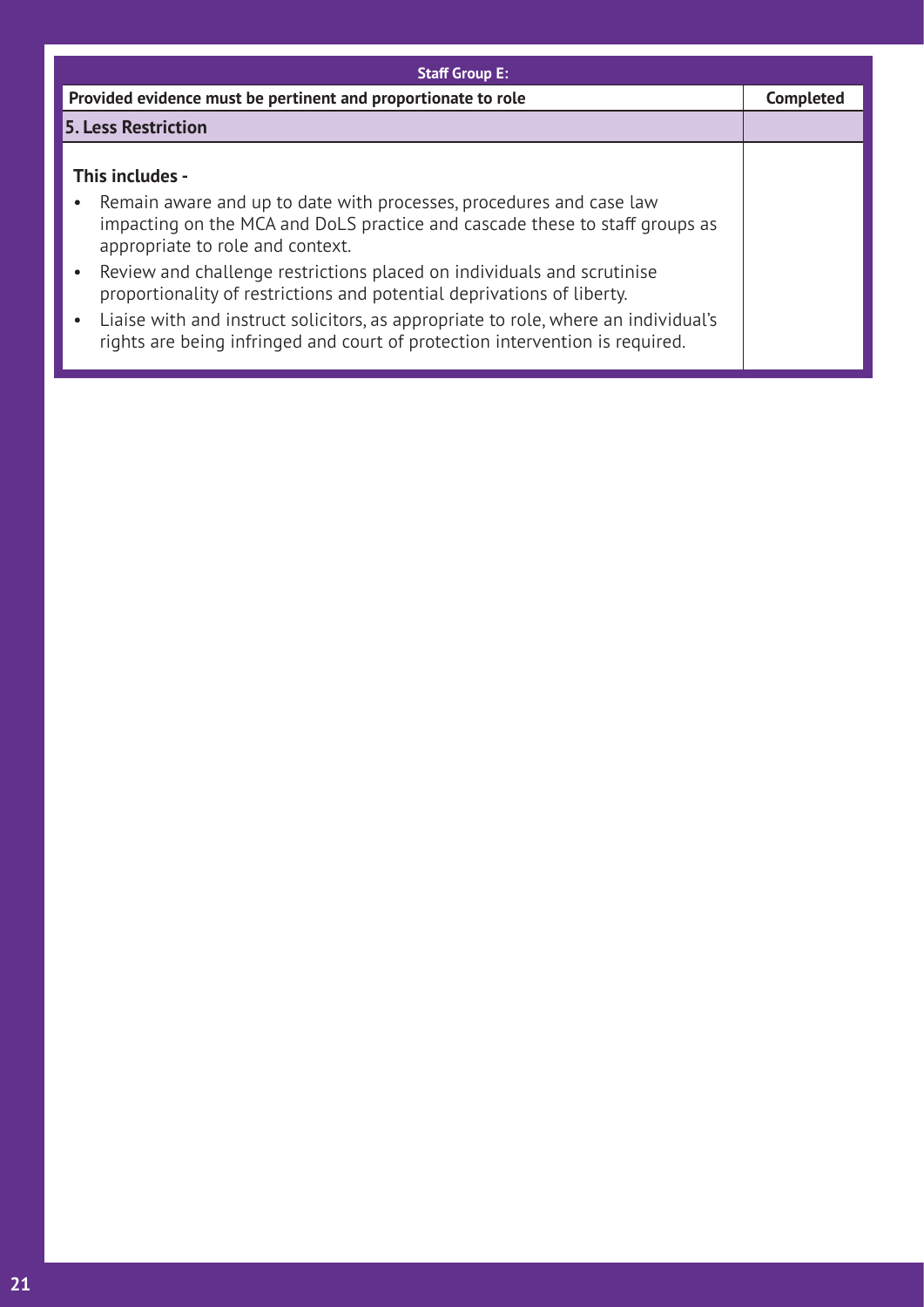| Staff Group E: | |
|---|---|
| **Provided evidence must be pertinent and proportionate to role** | **Completed** |
| **5. Less Restriction** | |
| **This includes -**<br>• Remain aware and up to date with processes, procedures and case law impacting on the MCA and DoLS practice and cascade these to staff groups as appropriate to role and context.<br>• Review and challenge restrictions placed on individuals and scrutinise proportionality of restrictions and potential deprivations of liberty.<br>• Liaise with and instruct solicitors, as appropriate to role, where an individual's rights are being infringed and court of protection intervention is required. | |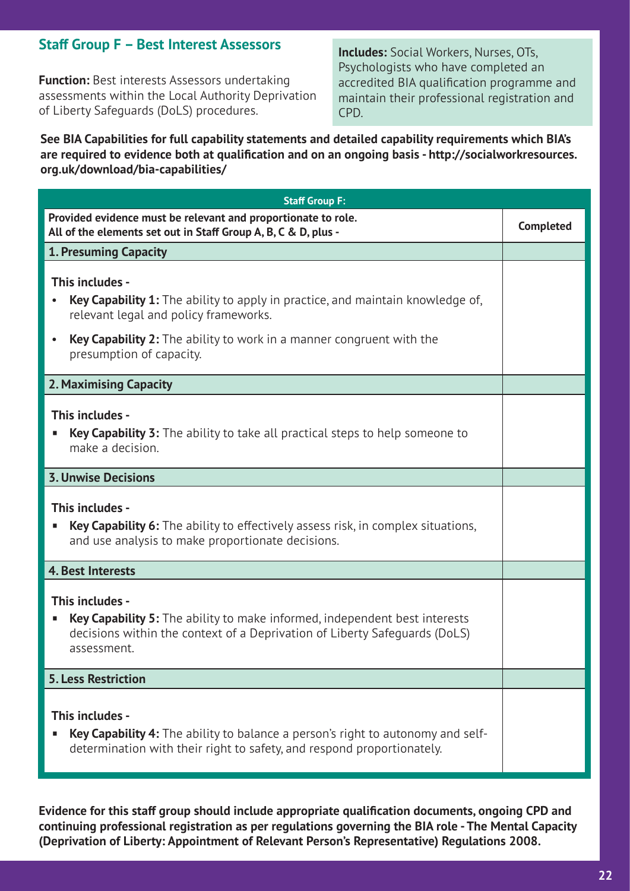## Staff Group F – Best Interest Assessors

**Function:** Best interests Assessors undertaking assessments within the Local Authority Deprivation of Liberty Safeguards (DoLS) procedures.

**Includes:** Social Workers, Nurses, OTs, Psychologists who have completed an accredited BIA qualification programme and maintain their professional registration and CPD.

**See BIA Capabilities for full capability statements and detailed capability requirements which BIA's are required to evidence both at qualification and on an ongoing basis - http://socialworkresources.org.uk/download/bia-capabilities/**

| **Staff Group F:** | |
|---|---|
| **Provided evidence must be relevant and proportionate to role.** **All of the elements set out in Staff Group A, B, C & D, plus -** | **Completed** |
| **1. Presuming Capacity** | |
| **This includes -** <br> • **Key Capability 1:** The ability to apply in practice, and maintain knowledge of, relevant legal and policy frameworks. <br> • **Key Capability 2:** The ability to work in a manner congruent with the presumption of capacity. | |
| **2. Maximising Capacity** | |
| **This includes -** <br> ▪ **Key Capability 3:** The ability to take all practical steps to help someone to make a decision. | |
| **3. Unwise Decisions** | |
| **This includes -** <br> ▪ **Key Capability 6:** The ability to effectively assess risk, in complex situations, and use analysis to make proportionate decisions. | |
| **4. Best Interests** | |
| **This includes -** <br> ▪ **Key Capability 5:** The ability to make informed, independent best interests decisions within the context of a Deprivation of Liberty Safeguards (DoLS) assessment. | |
| **5. Less Restriction** | |
| **This includes -** <br> ▪ **Key Capability 4:** The ability to balance a person's right to autonomy and self-determination with their right to safety, and respond proportionately. | |

**Evidence for this staff group should include appropriate qualification documents, ongoing CPD and continuing professional registration as per regulations governing the BIA role - The Mental Capacity (Deprivation of Liberty: Appointment of Relevant Person's Representative) Regulations 2008.**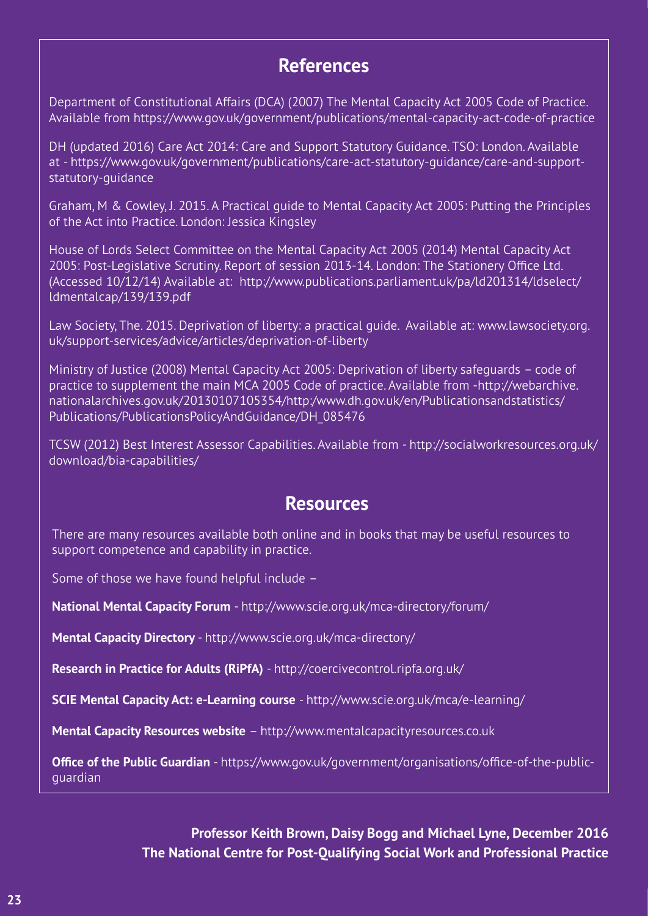## References

Department of Constitutional Affairs (DCA) (2007) The Mental Capacity Act 2005 Code of Practice. Available from https://www.gov.uk/government/publications/mental-capacity-act-code-of-practice

DH (updated 2016) Care Act 2014: Care and Support Statutory Guidance. TSO: London. Available at - https://www.gov.uk/government/publications/care-act-statutory-guidance/care-and-support-statutory-guidance

Graham, M & Cowley, J. 2015. A Practical guide to Mental Capacity Act 2005: Putting the Principles of the Act into Practice. London: Jessica Kingsley

House of Lords Select Committee on the Mental Capacity Act 2005 (2014) Mental Capacity Act 2005: Post-Legislative Scrutiny. Report of session 2013-14. London: The Stationery Office Ltd. (Accessed 10/12/14) Available at: http://www.publications.parliament.uk/pa/ld201314/ldselect/ldmentalcap/139/139.pdf

Law Society, The. 2015. Deprivation of liberty: a practical guide. Available at: www.lawsociety.org.uk/support-services/advice/articles/deprivation-of-liberty

Ministry of Justice (2008) Mental Capacity Act 2005: Deprivation of liberty safeguards – code of practice to supplement the main MCA 2005 Code of practice. Available from -http://webarchive.nationalarchives.gov.uk/20130107105354/http:/www.dh.gov.uk/en/Publicationsandstatistics/Publications/PublicationsPolicyAndGuidance/DH_085476

TCSW (2012) Best Interest Assessor Capabilities. Available from - http://socialworkresources.org.uk/download/bia-capabilities/

## Resources

There are many resources available both online and in books that may be useful resources to support competence and capability in practice.

Some of those we have found helpful include –

**National Mental Capacity Forum** - http://www.scie.org.uk/mca-directory/forum/

**Mental Capacity Directory** - http://www.scie.org.uk/mca-directory/

**Research in Practice for Adults (RiPfA)** - http://coercivecontrol.ripfa.org.uk/

**SCIE Mental Capacity Act: e-Learning course** - http://www.scie.org.uk/mca/e-learning/

**Mental Capacity Resources website** – http://www.mentalcapacityresources.co.uk

**Office of the Public Guardian** - https://www.gov.uk/government/organisations/office-of-the-public-guardian

**Professor Keith Brown, Daisy Bogg and Michael Lyne, December 2016**
**The National Centre for Post-Qualifying Social Work and Professional Practice**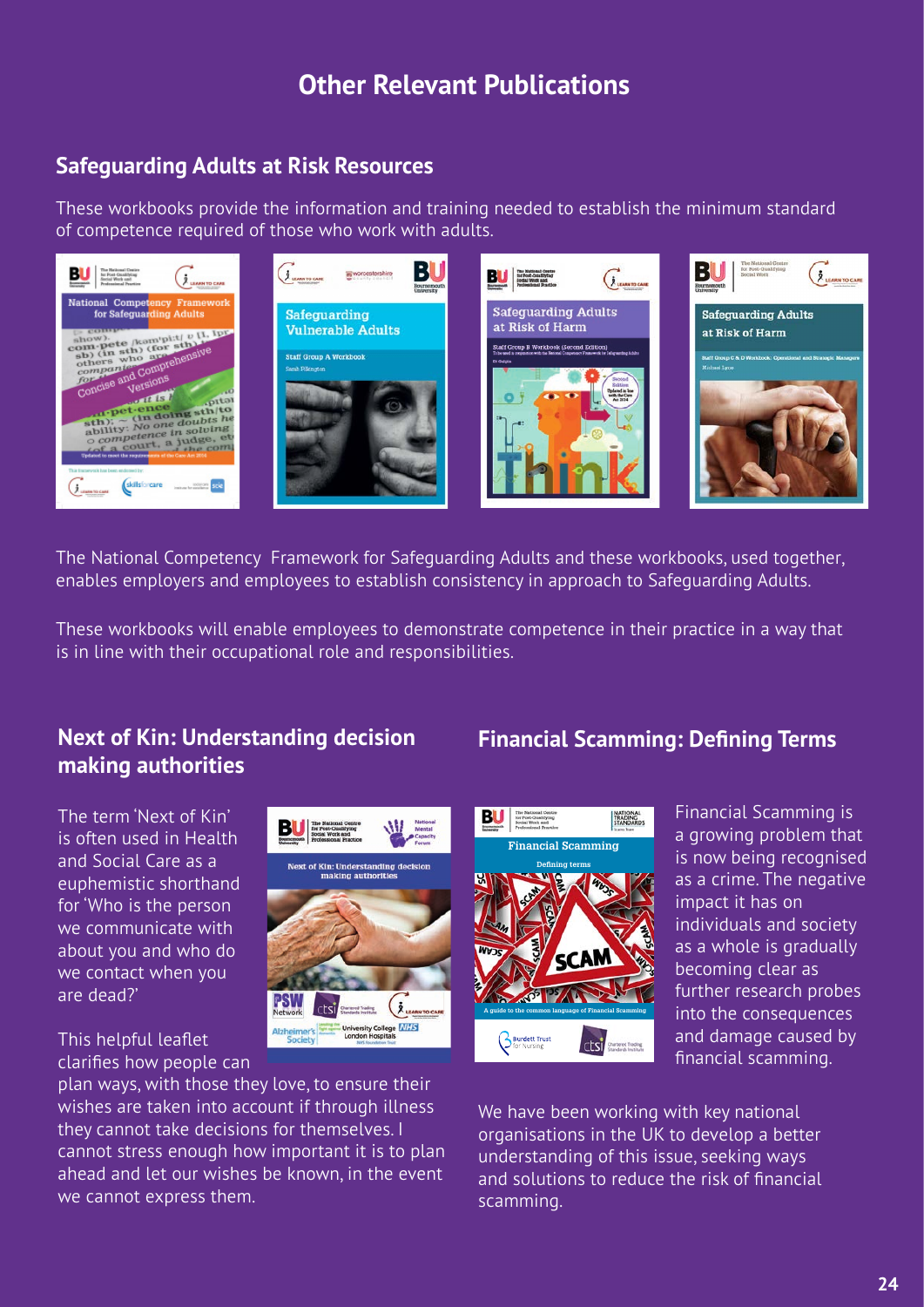# Other Relevant Publications

## Safeguarding Adults at Risk Resources

These workbooks provide the information and training needed to establish the minimum standard of competence required of those who work with adults.

The National Competency Framework for Safeguarding Adults and these workbooks, used together, enables employers and employees to establish consistency in approach to Safeguarding Adults.

These workbooks will enable employees to demonstrate competence in their practice in a way that is in line with their occupational role and responsibilities.

## Next of Kin: Understanding decision making authorities

The term 'Next of Kin' is often used in Health and Social Care as a euphemistic shorthand for 'Who is the person we communicate with about you and who do we contact when you are dead?'

This helpful leaflet clarifies how people can plan ways, with those they love, to ensure their wishes are taken into account if through illness they cannot take decisions for themselves. I cannot stress enough how important it is to plan ahead and let our wishes be known, in the event we cannot express them.

## Financial Scamming: Defining Terms

Financial Scamming is a growing problem that is now being recognised as a crime. The negative impact it has on individuals and society as a whole is gradually becoming clear as further research probes into the consequences and damage caused by financial scamming.

We have been working with key national organisations in the UK to develop a better understanding of this issue, seeking ways and solutions to reduce the risk of financial scamming.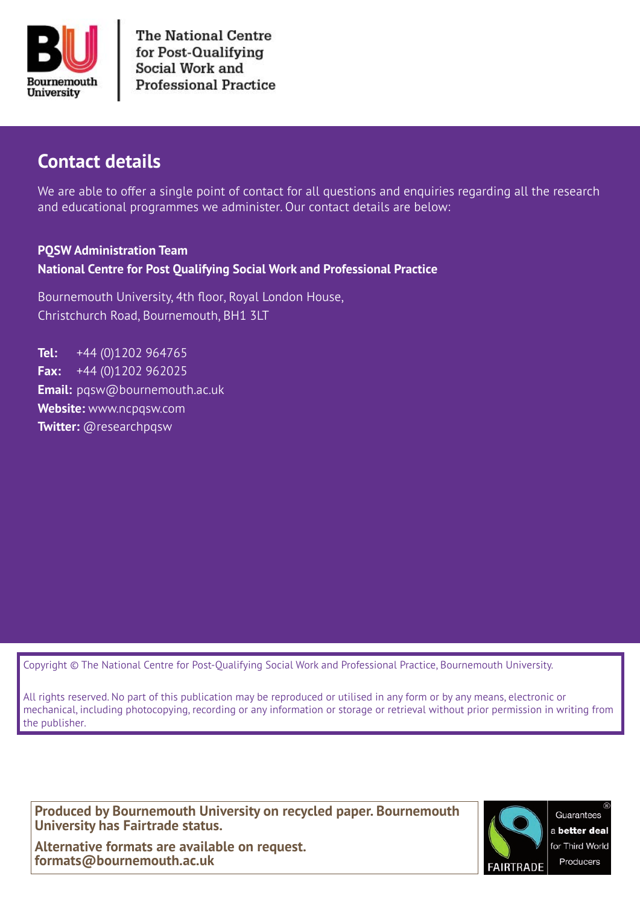The National Centre for Post-Qualifying Social Work and Professional Practice

## Contact details

We are able to offer a single point of contact for all questions and enquiries regarding all the research and educational programmes we administer. Our contact details are below:

**PQSW Administration Team**
**National Centre for Post Qualifying Social Work and Professional Practice**

Bournemouth University, 4th floor, Royal London House,
Christchurch Road, Bournemouth, BH1 3LT

**Tel:** +44 (0)1202 964765
**Fax:** +44 (0)1202 962025
**Email:** pqsw@bournemouth.ac.uk
**Website:** www.ncpqsw.com
**Twitter:** @researchpqsw

Copyright © The National Centre for Post-Qualifying Social Work and Professional Practice, Bournemouth University.

All rights reserved. No part of this publication may be reproduced or utilised in any form or by any means, electronic or mechanical, including photocopying, recording or any information or storage or retrieval without prior permission in writing from the publisher.

**Produced by Bournemouth University on recycled paper. Bournemouth University has Fairtrade status.**

**Alternative formats are available on request.**
**formats@bournemouth.ac.uk**

FAIRTRADE Guarantees a **better deal** for Third World Producers